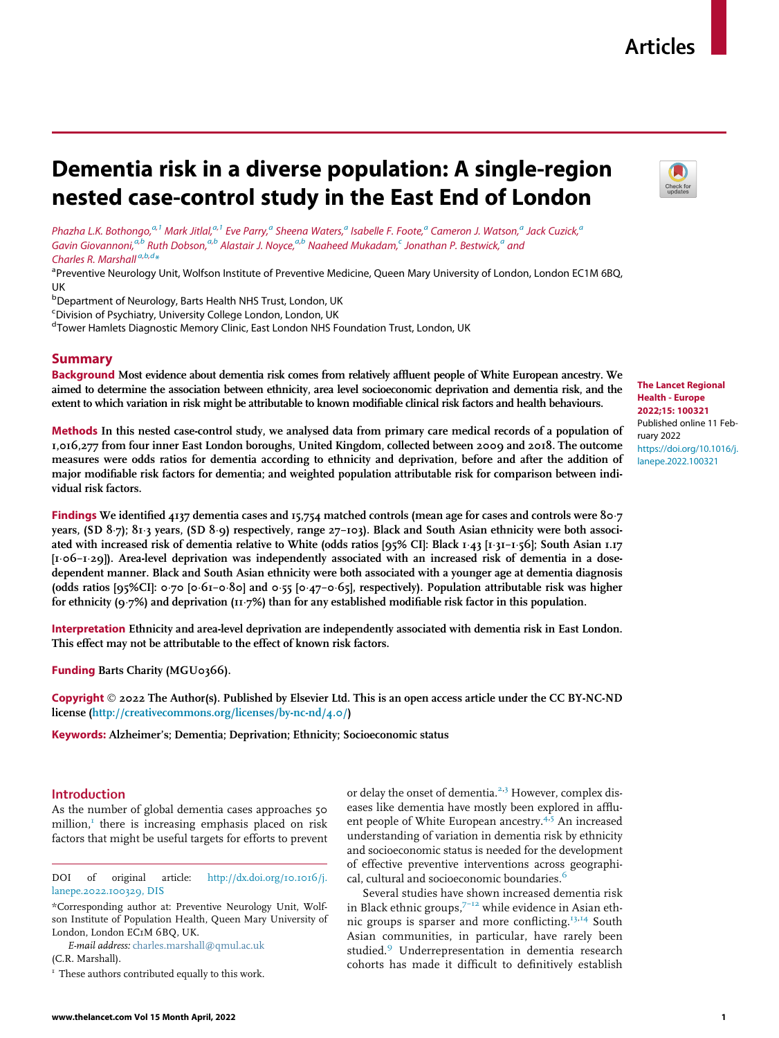# Dementia risk in a diverse population: A single-region nested case-control study in the East End of London

Phazha L.K. Bothongo,[a,1] Mark Jitlal,[a,1] Eve Parry,[a] Sheena Waters,[a] Isabelle F. Foote,[a] Cameron J. Watson,[a] Jack Cuzick,[a] Gavin Giovannoni,[a,b] Ruth Dobson,[a,b] Alastair J. Noyce,[a,b] Naaheed Mukadam,[c] Jonathan P. Bestwick,[a] and Charles R. Marshall[a,b,d,*]

[a]Preventive Neurology Unit, Wolfson Institute of Preventive Medicine, Queen Mary University of London, London EC1M 6BQ, UK

[b]Department of Neurology, Barts Health NHS Trust, London, UK

[c]Division of Psychiatry, University College London, London, UK

[d]Tower Hamlets Diagnostic Memory Clinic, East London NHS Foundation Trust, London, UK

**The Lancet Regional Health - Europe 2022;15: 100321**
Published online 11 February 2022
https://doi.org/10.1016/j.lanepe.2022.100321

## Summary

**Background** Most evidence about dementia risk comes from relatively affluent people of White European ancestry. We aimed to determine the association between ethnicity, area level socioeconomic deprivation and dementia risk, and the extent to which variation in risk might be attributable to known modifiable clinical risk factors and health behaviours.

**Methods** In this nested case-control study, we analysed data from primary care medical records of a population of 1,016,277 from four inner East London boroughs, United Kingdom, collected between 2009 and 2018. The outcome measures were odds ratios for dementia according to ethnicity and deprivation, before and after the addition of major modifiable risk factors for dementia; and weighted population attributable risk for comparison between individual risk factors.

**Findings** We identified 4137 dementia cases and 15,754 matched controls (mean age for cases and controls were 80·7 years, (SD 8·7); 81·3 years, (SD 8·9) respectively, range 27–103). Black and South Asian ethnicity were both associated with increased risk of dementia relative to White (odds ratios [95% CI]: Black 1·43 [1·31–1·56]; South Asian 1.17 [1·06–1·29]). Area-level deprivation was independently associated with an increased risk of dementia in a dose-dependent manner. Black and South Asian ethnicity were both associated with a younger age at dementia diagnosis (odds ratios [95%CI]: 0·70 [0·61–0·80] and 0·55 [0·47–0·65], respectively). Population attributable risk was higher for ethnicity (9·7%) and deprivation (11·7%) than for any established modifiable risk factor in this population.

**Interpretation** Ethnicity and area-level deprivation are independently associated with dementia risk in East London. This effect may not be attributable to the effect of known risk factors.

**Funding** Barts Charity (MGU0366).

**Copyright** © 2022 The Author(s). Published by Elsevier Ltd. This is an open access article under the CC BY-NC-ND license (http://creativecommons.org/licenses/by-nc-nd/4.0/)

**Keywords:** Alzheimer's; Dementia; Deprivation; Ethnicity; Socioeconomic status

## Introduction

As the number of global dementia cases approaches 50 million,[1] there is increasing emphasis placed on risk factors that might be useful targets for efforts to prevent or delay the onset of dementia.[2,3] However, complex diseases like dementia have mostly been explored in affluent people of White European ancestry.[4,5] An increased understanding of variation in dementia risk by ethnicity and socioeconomic status is needed for the development of effective preventive interventions across geographical, cultural and socioeconomic boundaries.[6]

Several studies have shown increased dementia risk in Black ethnic groups,[7–12] while evidence in Asian ethnic groups is sparser and more conflicting.[13,14] South Asian communities, in particular, have rarely been studied.[9] Underrepresentation in dementia research cohorts has made it difficult to definitively establish

DOI of original article: http://dx.doi.org/10.1016/j.lanepe.2022.100329, DIS

*Corresponding author at: Preventive Neurology Unit, Wolfson Institute of Population Health, Queen Mary University of London, London EC1M 6BQ, UK.

*E-mail address:* charles.marshall@qmul.ac.uk (C.R. Marshall).

[1] These authors contributed equally to this work.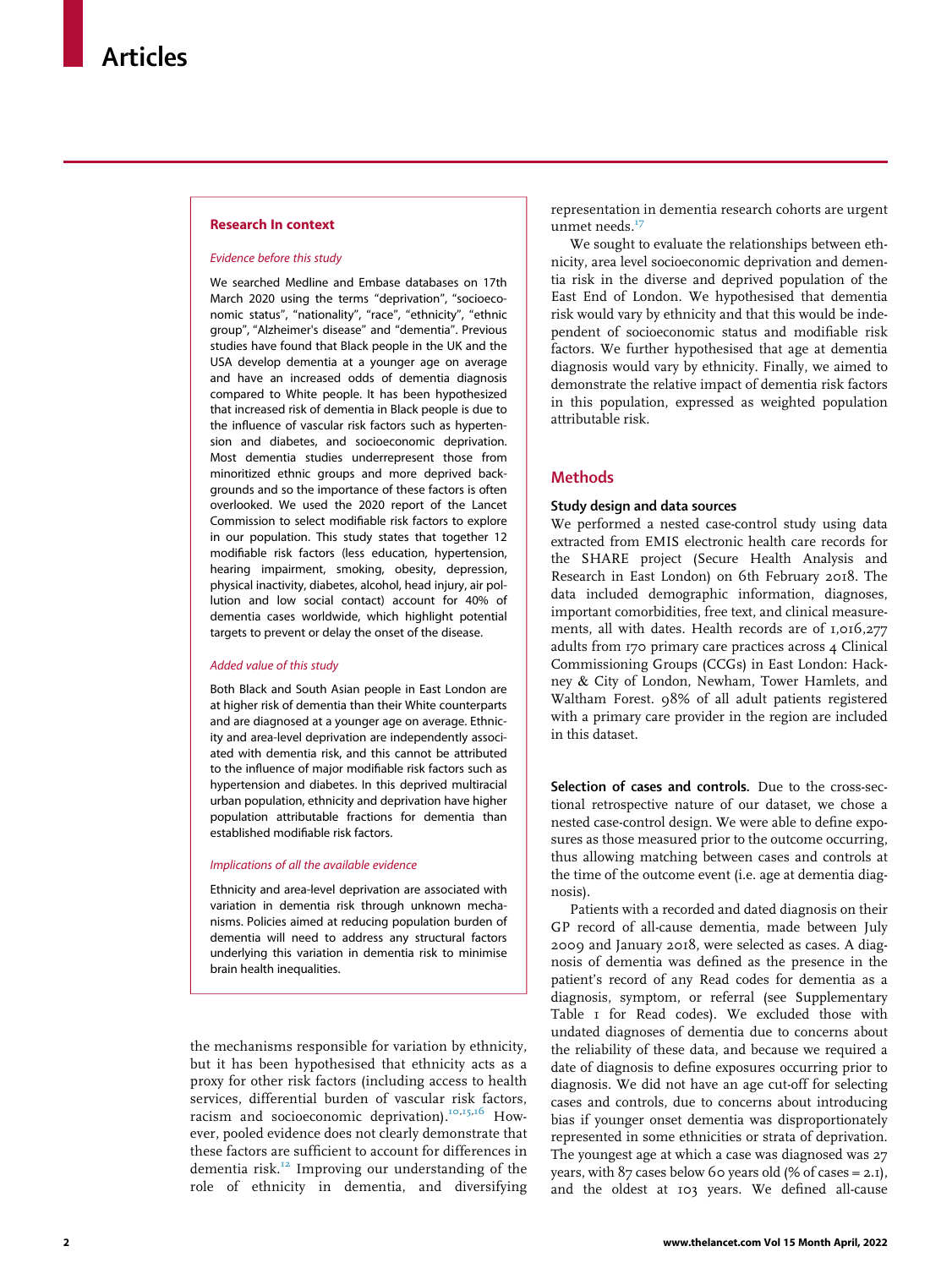## Research In context

*Evidence before this study*

We searched Medline and Embase databases on 17th March 2020 using the terms "deprivation", "socioeconomic status", "nationality", "race", "ethnicity", "ethnic group", "Alzheimer's disease" and "dementia". Previous studies have found that Black people in the UK and the USA develop dementia at a younger age on average and have an increased odds of dementia diagnosis compared to White people. It has been hypothesized that increased risk of dementia in Black people is due to the influence of vascular risk factors such as hypertension and diabetes, and socioeconomic deprivation. Most dementia studies underrepresent those from minoritized ethnic groups and more deprived backgrounds and so the importance of these factors is often overlooked. We used the 2020 report of the Lancet Commission to select modifiable risk factors to explore in our population. This study states that together 12 modifiable risk factors (less education, hypertension, hearing impairment, smoking, obesity, depression, physical inactivity, diabetes, alcohol, head injury, air pollution and low social contact) account for 40% of dementia cases worldwide, which highlight potential targets to prevent or delay the onset of the disease.

*Added value of this study*

Both Black and South Asian people in East London are at higher risk of dementia than their White counterparts and are diagnosed at a younger age on average. Ethnicity and area-level deprivation are independently associated with dementia risk, and this cannot be attributed to the influence of major modifiable risk factors such as hypertension and diabetes. In this deprived multiracial urban population, ethnicity and deprivation have higher population attributable fractions for dementia than established modifiable risk factors.

*Implications of all the available evidence*

Ethnicity and area-level deprivation are associated with variation in dementia risk through unknown mechanisms. Policies aimed at reducing population burden of dementia will need to address any structural factors underlying this variation in dementia risk to minimise brain health inequalities.

the mechanisms responsible for variation by ethnicity, but it has been hypothesised that ethnicity acts as a proxy for other risk factors (including access to health services, differential burden of vascular risk factors, racism and socioeconomic deprivation).[10,15,16] However, pooled evidence does not clearly demonstrate that these factors are sufficient to account for differences in dementia risk.[12] Improving our understanding of the role of ethnicity in dementia, and diversifying representation in dementia research cohorts are urgent unmet needs.[17]

We sought to evaluate the relationships between ethnicity, area level socioeconomic deprivation and dementia risk in the diverse and deprived population of the East End of London. We hypothesised that dementia risk would vary by ethnicity and that this would be independent of socioeconomic status and modifiable risk factors. We further hypothesised that age at dementia diagnosis would vary by ethnicity. Finally, we aimed to demonstrate the relative impact of dementia risk factors in this population, expressed as weighted population attributable risk.

## Methods

### Study design and data sources

We performed a nested case-control study using data extracted from EMIS electronic health care records for the SHARE project (Secure Health Analysis and Research in East London) on 6th February 2018. The data included demographic information, diagnoses, important comorbidities, free text, and clinical measurements, all with dates. Health records are of 1,016,277 adults from 170 primary care practices across 4 Clinical Commissioning Groups (CCGs) in East London: Hackney & City of London, Newham, Tower Hamlets, and Waltham Forest. 98% of all adult patients registered with a primary care provider in the region are included in this dataset.

**Selection of cases and controls.** Due to the cross-sectional retrospective nature of our dataset, we chose a nested case-control design. We were able to define exposures as those measured prior to the outcome occurring, thus allowing matching between cases and controls at the time of the outcome event (i.e. age at dementia diagnosis).

Patients with a recorded and dated diagnosis on their GP record of all-cause dementia, made between July 2009 and January 2018, were selected as cases. A diagnosis of dementia was defined as the presence in the patient's record of any Read codes for dementia as a diagnosis, symptom, or referral (see Supplementary Table 1 for Read codes). We excluded those with undated diagnoses of dementia due to concerns about the reliability of these data, and because we required a date of diagnosis to define exposures occurring prior to diagnosis. We did not have an age cut-off for selecting cases and controls, due to concerns about introducing bias if younger onset dementia was disproportionately represented in some ethnicities or strata of deprivation. The youngest age at which a case was diagnosed was 27 years, with 87 cases below 60 years old (% of cases = 2.1), and the oldest at 103 years. We defined all-cause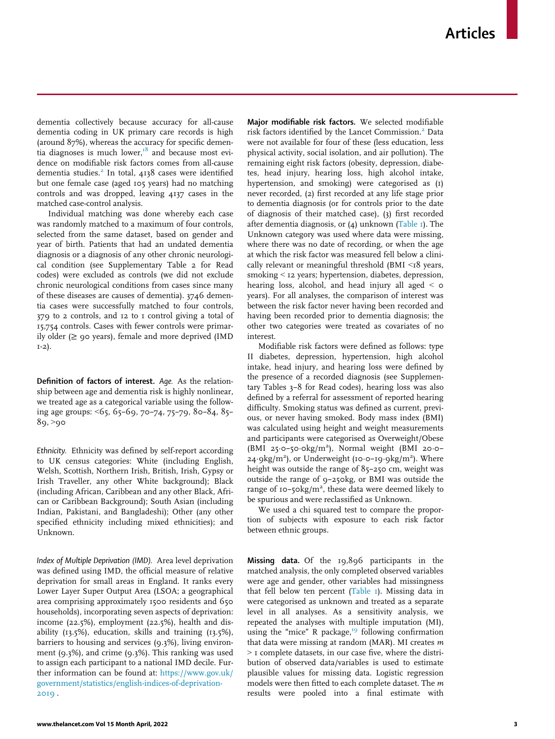dementia collectively because accuracy for all-cause dementia coding in UK primary care records is high (around 87%), whereas the accuracy for specific dementia diagnoses is much lower,[18] and because most evidence on modifiable risk factors comes from all-cause dementia studies.[2] In total, 4138 cases were identified but one female case (aged 105 years) had no matching controls and was dropped, leaving 4137 cases in the matched case-control analysis.

Individual matching was done whereby each case was randomly matched to a maximum of four controls, selected from the same dataset, based on gender and year of birth. Patients that had an undated dementia diagnosis or a diagnosis of any other chronic neurological condition (see Supplementary Table 2 for Read codes) were excluded as controls (we did not exclude chronic neurological conditions from cases since many of these diseases are causes of dementia). 3746 dementia cases were successfully matched to four controls, 379 to 2 controls, and 12 to 1 control giving a total of 15,754 controls. Cases with fewer controls were primarily older (≥ 90 years), female and more deprived (IMD 1-2).

**Definition of factors of interest.** *Age.* As the relationship between age and dementia risk is highly nonlinear, we treated age as a categorical variable using the following age groups: <65, 65–69, 70–74, 75–79, 80–84, 85–89, >90

*Ethnicity.* Ethnicity was defined by self-report according to UK census categories: White (including English, Welsh, Scottish, Northern Irish, British, Irish, Gypsy or Irish Traveller, any other White background); Black (including African, Caribbean and any other Black, African or Caribbean Background); South Asian (including Indian, Pakistani, and Bangladeshi); Other (any other specified ethnicity including mixed ethnicities); and Unknown.

*Index of Multiple Deprivation (IMD).* Area level deprivation was defined using IMD, the official measure of relative deprivation for small areas in England. It ranks every Lower Layer Super Output Area (LSOA; a geographical area comprising approximately 1500 residents and 650 households), incorporating seven aspects of deprivation: income (22.5%), employment (22.5%), health and disability (13.5%), education, skills and training (13.5%), barriers to housing and services (9.3%), living environment (9.3%), and crime (9.3%). This ranking was used to assign each participant to a national IMD decile. Further information can be found at: https://www.gov.uk/government/statistics/english-indices-of-deprivation-2019 .

**Major modifiable risk factors.** We selected modifiable risk factors identified by the Lancet Commission.[2] Data were not available for four of these (less education, less physical activity, social isolation, and air pollution). The remaining eight risk factors (obesity, depression, diabetes, head injury, hearing loss, high alcohol intake, hypertension, and smoking) were categorised as (1) never recorded, (2) first recorded at any life stage prior to dementia diagnosis (or for controls prior to the date of diagnosis of their matched case), (3) first recorded after dementia diagnosis, or (4) unknown (Table 1). The Unknown category was used where data were missing, where there was no date of recording, or when the age at which the risk factor was measured fell below a clinically relevant or meaningful threshold (BMI <18 years, smoking < 12 years; hypertension, diabetes, depression, hearing loss, alcohol, and head injury all aged < 0 years). For all analyses, the comparison of interest was between the risk factor never having been recorded and having been recorded prior to dementia diagnosis; the other two categories were treated as covariates of no interest.

Modifiable risk factors were defined as follows: type II diabetes, depression, hypertension, high alcohol intake, head injury, and hearing loss were defined by the presence of a recorded diagnosis (see Supplementary Tables 3–8 for Read codes), hearing loss was also defined by a referral for assessment of reported hearing difficulty. Smoking status was defined as current, previous, or never having smoked. Body mass index (BMI) was calculated using height and weight measurements and participants were categorised as Overweight/Obese (BMI 25·0–50·0kg/m$^2$), Normal weight (BMI 20·0–24·9kg/m$^2$), or Underweight (10·0–19·9kg/m$^2$). Where height was outside the range of 85–250 cm, weight was outside the range of 9–250kg, or BMI was outside the range of 10–50kg/m$^2$, these data were deemed likely to be spurious and were reclassified as Unknown.

We used a chi squared test to compare the proportion of subjects with exposure to each risk factor between ethnic groups.

**Missing data.** Of the 19,896 participants in the matched analysis, the only completed observed variables were age and gender, other variables had missingness that fell below ten percent (Table 1). Missing data in were categorised as unknown and treated as a separate level in all analyses. As a sensitivity analysis, we repeated the analyses with multiple imputation (MI), using the "mice" R package,[19] following confirmation that data were missing at random (MAR). MI creates $m > 1$ complete datasets, in our case five, where the distribution of observed data/variables is used to estimate plausible values for missing data. Logistic regression models were then fitted to each complete dataset. The $m$ results were pooled into a final estimate with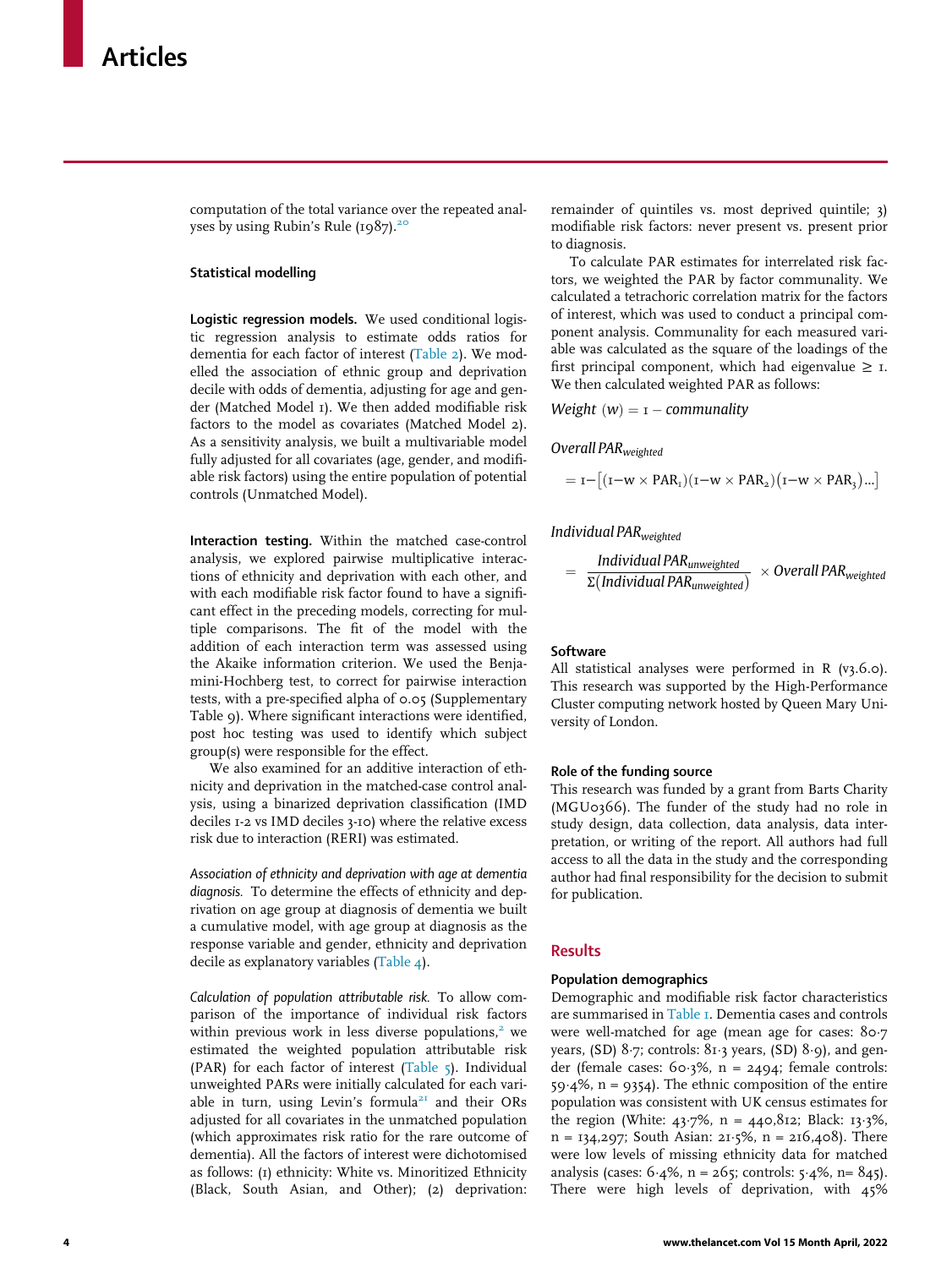computation of the total variance over the repeated analyses by using Rubin's Rule (1987).[20]

### Statistical modelling

**Logistic regression models.** We used conditional logistic regression analysis to estimate odds ratios for dementia for each factor of interest (Table 2). We modelled the association of ethnic group and deprivation decile with odds of dementia, adjusting for age and gender (Matched Model 1). We then added modifiable risk factors to the model as covariates (Matched Model 2). As a sensitivity analysis, we built a multivariable model fully adjusted for all covariates (age, gender, and modifiable risk factors) using the entire population of potential controls (Unmatched Model).

**Interaction testing.** Within the matched case-control analysis, we explored pairwise multiplicative interactions of ethnicity and deprivation with each other, and with each modifiable risk factor found to have a significant effect in the preceding models, correcting for multiple comparisons. The fit of the model with the addition of each interaction term was assessed using the Akaike information criterion. We used the Benjamini-Hochberg test, to correct for pairwise interaction tests, with a pre-specified alpha of 0.05 (Supplementary Table 9). Where significant interactions were identified, post hoc testing was used to identify which subject group(s) were responsible for the effect.

We also examined for an additive interaction of ethnicity and deprivation in the matched-case control analysis, using a binarized deprivation classification (IMD deciles 1-2 vs IMD deciles 3-10) where the relative excess risk due to interaction (RERI) was estimated.

*Association of ethnicity and deprivation with age at dementia diagnosis.* To determine the effects of ethnicity and deprivation on age group at diagnosis of dementia we built a cumulative model, with age group at diagnosis as the response variable and gender, ethnicity and deprivation decile as explanatory variables (Table 4).

*Calculation of population attributable risk.* To allow comparison of the importance of individual risk factors within previous work in less diverse populations,[2] we estimated the weighted population attributable risk (PAR) for each factor of interest (Table 5). Individual unweighted PARs were initially calculated for each variable in turn, using Levin's formula[21] and their ORs adjusted for all covariates in the unmatched population (which approximates risk ratio for the rare outcome of dementia). All the factors of interest were dichotomised as follows: (1) ethnicity: White vs. Minoritized Ethnicity (Black, South Asian, and Other); (2) deprivation: remainder of quintiles vs. most deprived quintile; 3) modifiable risk factors: never present vs. present prior to diagnosis.

To calculate PAR estimates for interrelated risk factors, we weighted the PAR by factor communality. We calculated a tetrachoric correlation matrix for the factors of interest, which was used to conduct a principal component analysis. Communality for each measured variable was calculated as the square of the loadings of the first principal component, which had eigenvalue ≥ 1. We then calculated weighted PAR as follows:

$$Weight\ (w) = 1 - communality$$

$$Overall\ PAR_{weighted} = 1 - \left[(1 - w \times PAR_1)(1 - w \times PAR_2)(1 - w \times PAR_3)\ldots\right]$$

$$Individual\ PAR_{weighted} = \frac{Individual\ PAR_{unweighted}}{\Sigma(Individual\ PAR_{unweighted})} \times Overall\ PAR_{weighted}$$

### Software

All statistical analyses were performed in R (v3.6.0). This research was supported by the High-Performance Cluster computing network hosted by Queen Mary University of London.

### Role of the funding source

This research was funded by a grant from Barts Charity (MGU0366). The funder of the study had no role in study design, data collection, data analysis, data interpretation, or writing of the report. All authors had full access to all the data in the study and the corresponding author had final responsibility for the decision to submit for publication.

## Results

### Population demographics

Demographic and modifiable risk factor characteristics are summarised in Table 1. Dementia cases and controls were well-matched for age (mean age for cases: 80.7 years, (SD) 8.7; controls: 81.3 years, (SD) 8.9), and gender (female cases: 60.3%, n = 2494; female controls: 59.4%, n = 9354). The ethnic composition of the entire population was consistent with UK census estimates for the region (White: 43.7%, n = 440,812; Black: 13.3%, n = 134,297; South Asian: 21.5%, n = 216,408). There were low levels of missing ethnicity data for matched analysis (cases: 6.4%, n = 265; controls: 5.4%, n= 845). There were high levels of deprivation, with 45%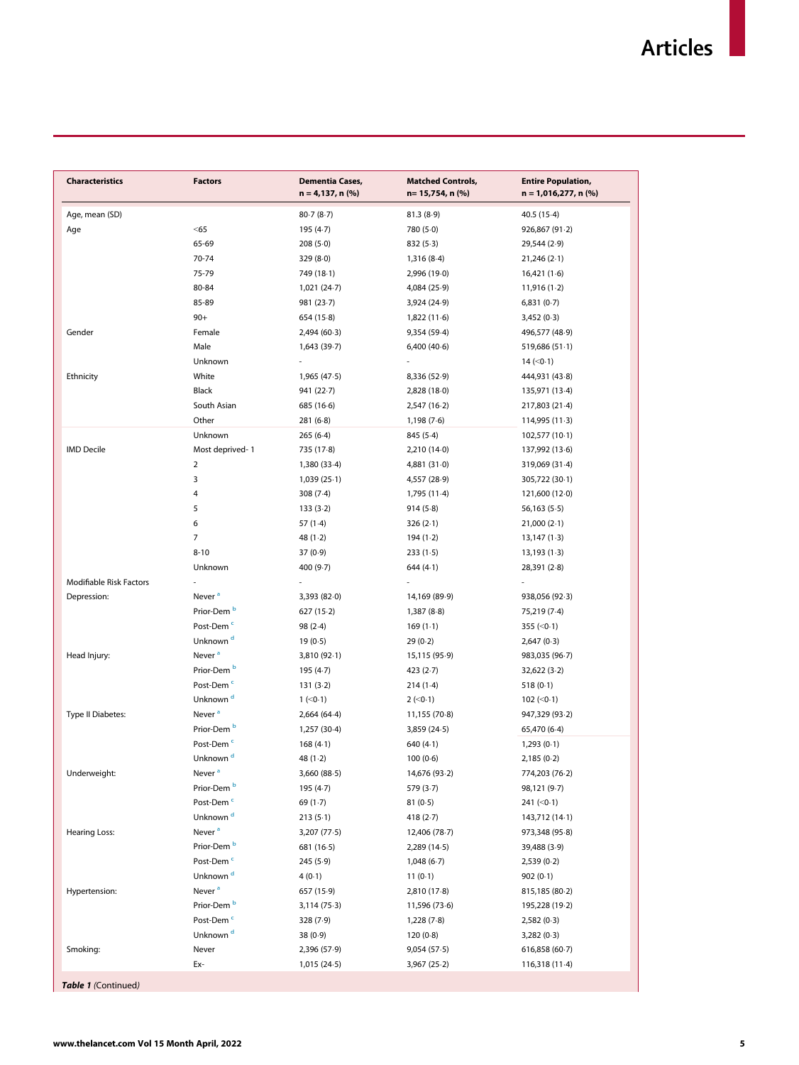| Characteristics | Factors | Dementia Cases, n = 4,137, n (%) | Matched Controls, n= 15,754, n (%) | Entire Population, n = 1,016,277, n (%) |
|---|---|---|---|---|
| Age, mean (SD) | | 80·7 (8·7) | 81·3 (8·9) | 40.5 (15·4) |
| Age | <65 | 195 (4·7) | 780 (5·0) | 926,867 (91·2) |
| | 65-69 | 208 (5·0) | 832 (5·3) | 29,544 (2·9) |
| | 70-74 | 329 (8·0) | 1,316 (8·4) | 21,246 (2·1) |
| | 75-79 | 749 (18·1) | 2,996 (19·0) | 16,421 (1·6) |
| | 80-84 | 1,021 (24·7) | 4,084 (25·9) | 11,916 (1·2) |
| | 85-89 | 981 (23·7) | 3,924 (24·9) | 6,831 (0·7) |
| | 90+ | 654 (15·8) | 1,822 (11·6) | 3,452 (0·3) |
| Gender | Female | 2,494 (60·3) | 9,354 (59·4) | 496,577 (48·9) |
| | Male | 1,643 (39·7) | 6,400 (40·6) | 519,686 (51·1) |
| | Unknown | - | - | 14 (<0·1) |
| Ethnicity | White | 1,965 (47·5) | 8,336 (52·9) | 444,931 (43·8) |
| | Black | 941 (22·7) | 2,828 (18·0) | 135,971 (13·4) |
| | South Asian | 685 (16·6) | 2,547 (16·2) | 217,803 (21·4) |
| | Other | 281 (6·8) | 1,198 (7·6) | 114,995 (11·3) |
| | Unknown | 265 (6·4) | 845 (5·4) | 102,577 (10·1) |
| IMD Decile | Most deprived- 1 | 735 (17·8) | 2,210 (14·0) | 137,992 (13·6) |
| | 2 | 1,380 (33·4) | 4,881 (31·0) | 319,069 (31·4) |
| | 3 | 1,039 (25·1) | 4,557 (28·9) | 305,722 (30·1) |
| | 4 | 308 (7·4) | 1,795 (11·4) | 121,600 (12·0) |
| | 5 | 133 (3·2) | 914 (5·8) | 56,163 (5·5) |
| | 6 | 57 (1·4) | 326 (2·1) | 21,000 (2·1) |
| | 7 | 48 (1·2) | 194 (1·2) | 13,147 (1·3) |
| | 8-10 | 37 (0·9) | 233 (1·5) | 13,193 (1·3) |
| | Unknown | 400 (9·7) | 644 (4·1) | 28,391 (2·8) |
| Modifiable Risk Factors | - | - | - | - |
| Depression: | Never [a] | 3,393 (82·0) | 14,169 (89·9) | 938,056 (92·3) |
| | Prior-Dem [b] | 627 (15·2) | 1,387 (8·8) | 75,219 (7·4) |
| | Post-Dem [c] | 98 (2·4) | 169 (1·1) | 355 (<0·1) |
| | Unknown [d] | 19 (0·5) | 29 (0·2) | 2,647 (0·3) |
| Head Injury: | Never [a] | 3,810 (92·1) | 15,115 (95·9) | 983,035 (96·7) |
| | Prior-Dem [b] | 195 (4·7) | 423 (2·7) | 32,622 (3·2) |
| | Post-Dem [c] | 131 (3·2) | 214 (1·4) | 518 (0·1) |
| | Unknown [d] | 1 (<0·1) | 2 (<0·1) | 102 (<0·1) |
| Type II Diabetes: | Never [a] | 2,664 (64·4) | 11,155 (70·8) | 947,329 (93·2) |
| | Prior-Dem [b] | 1,257 (30·4) | 3,859 (24·5) | 65,470 (6·4) |
| | Post-Dem [c] | 168 (4·1) | 640 (4·1) | 1,293 (0·1) |
| | Unknown [d] | 48 (1·2) | 100 (0·6) | 2,185 (0·2) |
| Underweight: | Never [a] | 3,660 (88·5) | 14,676 (93·2) | 774,203 (76·2) |
| | Prior-Dem [b] | 195 (4·7) | 579 (3·7) | 98,121 (9·7) |
| | Post-Dem [c] | 69 (1·7) | 81 (0·5) | 241 (<0·1) |
| | Unknown [d] | 213 (5·1) | 418 (2·7) | 143,712 (14·1) |
| Hearing Loss: | Never [a] | 3,207 (77·5) | 12,406 (78·7) | 973,348 (95·8) |
| | Prior-Dem [b] | 681 (16·5) | 2,289 (14·5) | 39,488 (3·9) |
| | Post-Dem [c] | 245 (5·9) | 1,048 (6·7) | 2,539 (0·2) |
| | Unknown [d] | 4 (0·1) | 11 (0·1) | 902 (0·1) |
| Hypertension: | Never [a] | 657 (15·9) | 2,810 (17·8) | 815,185 (80·2) |
| | Prior-Dem [b] | 3,114 (75·3) | 11,596 (73·6) | 195,228 (19·2) |
| | Post-Dem [c] | 328 (7·9) | 1,228 (7·8) | 2,582 (0·3) |
| | Unknown [d] | 38 (0·9) | 120 (0·8) | 3,282 (0·3) |
| Smoking: | Never | 2,396 (57·9) | 9,054 (57·5) | 616,858 (60·7) |
| | Ex- | 1,015 (24·5) | 3,967 (25·2) | 116,318 (11·4) |

*Table 1* (Continued)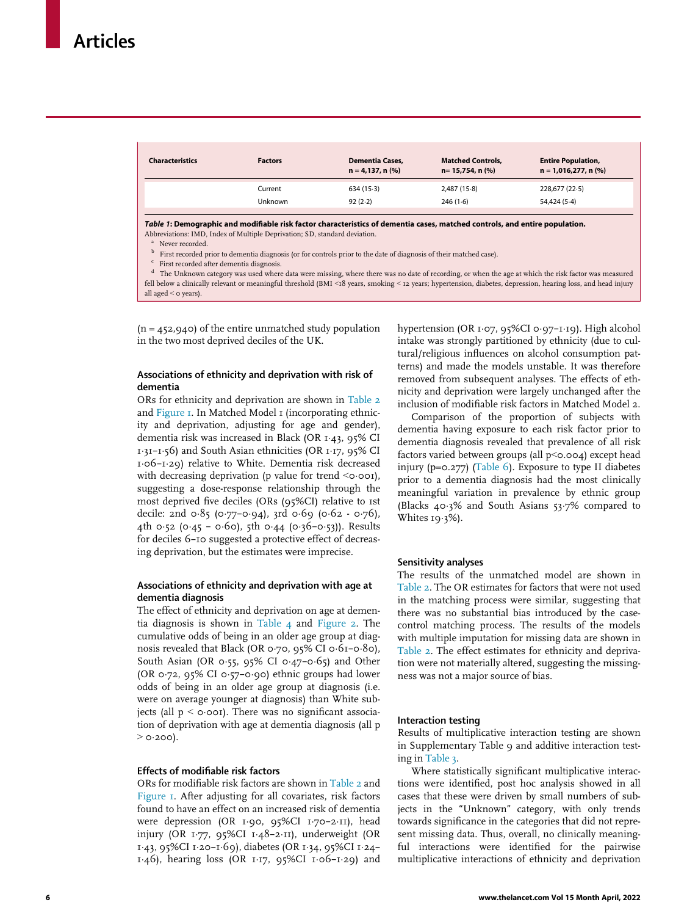| Characteristics | Factors | Dementia Cases, n = 4,137, n (%) | Matched Controls, n= 15,754, n (%) | Entire Population, n = 1,016,277, n (%) |
|---|---|---|---|---|
| | Current | 634 (15·3) | 2,487 (15·8) | 228,677 (22·5) |
| | Unknown | 92 (2·2) | 246 (1·6) | 54,424 (5·4) |

***Table 1*: Demographic and modifiable risk factor characteristics of dementia cases, matched controls, and entire population.**

Abbreviations: IMD, Index of Multiple Deprivation; SD, standard deviation.

[a] Never recorded.

[b] First recorded prior to dementia diagnosis (or for controls prior to the date of diagnosis of their matched case).

[c] First recorded after dementia diagnosis.

[d] The Unknown category was used where data were missing, where there was no date of recording, or when the age at which the risk factor was measured fell below a clinically relevant or meaningful threshold (BMI <18 years, smoking < 12 years; hypertension, diabetes, depression, hearing loss, and head injury all aged < 0 years).

(n = 452,940) of the entire unmatched study population in the two most deprived deciles of the UK.

### Associations of ethnicity and deprivation with risk of dementia

ORs for ethnicity and deprivation are shown in Table 2 and Figure 1. In Matched Model 1 (incorporating ethnicity and deprivation, adjusting for age and gender), dementia risk was increased in Black (OR 1·43, 95% CI 1·31–1·56) and South Asian ethnicities (OR 1·17, 95% CI 1·06–1·29) relative to White. Dementia risk decreased with decreasing deprivation (p value for trend <0·001), suggesting a dose-response relationship through the most deprived five deciles (ORs (95%CI) relative to 1st decile: 2nd 0·85 (0·77–0·94), 3rd 0·69 (0·62 - 0·76), 4th 0·52 (0·45 – 0·60), 5th 0·44 (0·36–0·53)). Results for deciles 6–10 suggested a protective effect of decreasing deprivation, but the estimates were imprecise.

### Associations of ethnicity and deprivation with age at dementia diagnosis

The effect of ethnicity and deprivation on age at dementia diagnosis is shown in Table 4 and Figure 2. The cumulative odds of being in an older age group at diagnosis revealed that Black (OR 0·70, 95% CI 0·61–0·80), South Asian (OR 0·55, 95% CI 0·47–0·65) and Other (OR 0·72, 95% CI 0·57–0·90) ethnic groups had lower odds of being in an older age group at diagnosis (i.e. were on average younger at diagnosis) than White subjects (all p < 0·001). There was no significant association of deprivation with age at dementia diagnosis (all p > 0·200).

### Effects of modifiable risk factors

ORs for modifiable risk factors are shown in Table 2 and Figure 1. After adjusting for all covariates, risk factors found to have an effect on an increased risk of dementia were depression (OR 1·90, 95%CI 1·70–2·11), head injury (OR 1·77, 95%CI 1·48–2·11), underweight (OR 1·43, 95%CI 1·20–1·69), diabetes (OR 1·34, 95%CI 1·24–1·46), hearing loss (OR 1·17, 95%CI 1·06–1·29) and hypertension (OR 1·07, 95%CI 0·97–1·19). High alcohol intake was strongly partitioned by ethnicity (due to cultural/religious influences on alcohol consumption patterns) and made the models unstable. It was therefore removed from subsequent analyses. The effects of ethnicity and deprivation were largely unchanged after the inclusion of modifiable risk factors in Matched Model 2.

Comparison of the proportion of subjects with dementia having exposure to each risk factor prior to dementia diagnosis revealed that prevalence of all risk factors varied between groups (all p<0·004) except head injury (p=0·277) (Table 6). Exposure to type II diabetes prior to a dementia diagnosis had the most clinically meaningful variation in prevalence by ethnic group (Blacks 40·3% and South Asians 53·7% compared to Whites 19·3%).

### Sensitivity analyses

The results of the unmatched model are shown in Table 2. The OR estimates for factors that were not used in the matching process were similar, suggesting that there was no substantial bias introduced by the case-control matching process. The results of the models with multiple imputation for missing data are shown in Table 2. The effect estimates for ethnicity and deprivation were not materially altered, suggesting the missingness was not a major source of bias.

### Interaction testing

Results of multiplicative interaction testing are shown in Supplementary Table 9 and additive interaction testing in Table 3.

Where statistically significant multiplicative interactions were identified, post hoc analysis showed in all cases that these were driven by small numbers of subjects in the "Unknown" category, with only trends towards significance in the categories that did not represent missing data. Thus, overall, no clinically meaningful interactions were identified for the pairwise multiplicative interactions of ethnicity and deprivation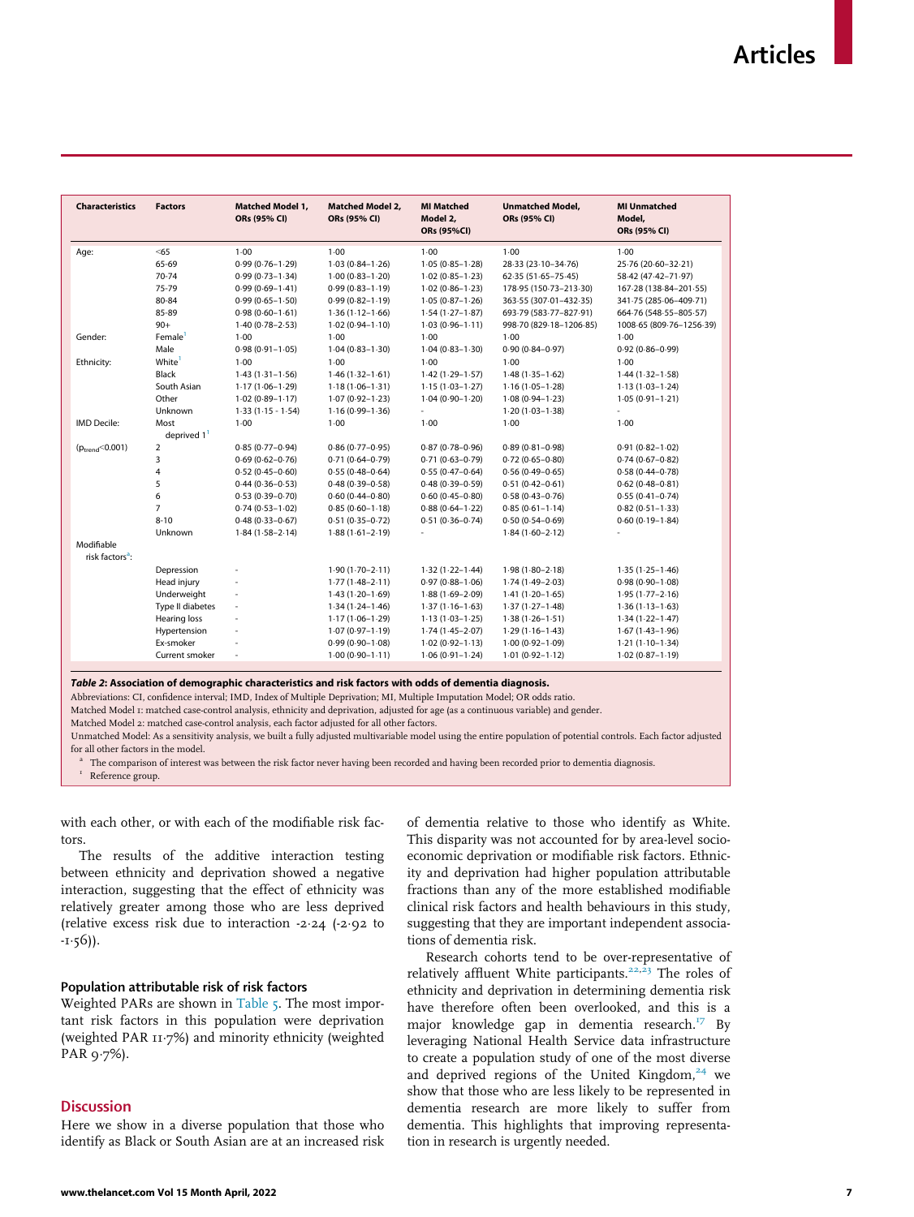| Characteristics | Factors | Matched Model 1, ORs (95% CI) | Matched Model 2, ORs (95% CI) | MI Matched Model 2, ORs (95%CI) | Unmatched Model, ORs (95% CI) | MI Unmatched Model, ORs (95% CI) |
|---|---|---|---|---|---|---|
| Age: | <65 | 1·00 | 1·00 | 1·00 | 1·00 | 1·00 |
| | 65-69 | 0·99 (0·76–1·29) | 1·03 (0·84–1·26) | 1·05 (0·85–1·28) | 28·33 (23·10–34·76) | 25·76 (20·60–32·21) |
| | 70-74 | 0·99 (0·73–1·34) | 1·00 (0·83–1·20) | 1·02 (0·85–1·23) | 62·35 (51·65–75·45) | 58·42 (47·42–71·97) |
| | 75-79 | 0·99 (0·69–1·41) | 0·99 (0·83–1·19) | 1·02 (0·86–1·23) | 178·95 (150·73–213·30) | 167·28 (138·84–201·55) |
| | 80-84 | 0·99 (0·65–1·50) | 0·99 (0·82–1·19) | 1·05 (0·87–1·26) | 363·55 (307·01–432·35) | 341·75 (285·06–409·71) |
| | 85-89 | 0·98 (0·60–1·61) | 1·36 (1·12–1·66) | 1·54 (1·27–1·87) | 693·79 (583·77–827·91) | 664·76 (548·55–805·57) |
| | 90+ | 1·40 (0·78–2·53) | 1·02 (0·94–1·10) | 1·03 (0·96–1·11) | 998·70 (829·18–1206·85) | 1008·65 (809·76–1256·39) |
| Gender: | Female[1] | 1·00 | 1·00 | 1·00 | 1·00 | 1·00 |
| | Male | 0·98 (0·91–1·05) | 1·04 (0·83–1·30) | 1·04 (0·83–1·30) | 0·90 (0·84–0·97) | 0·92 (0·86–0·99) |
| Ethnicity: | White[1] | 1·00 | 1·00 | 1·00 | 1·00 | 1·00 |
| | Black | 1·43 (1·31–1·56) | 1·46 (1·32–1·61) | 1·42 (1·29–1·57) | 1·48 (1·35–1·62) | 1·44 (1·32–1·58) |
| | South Asian | 1·17 (1·06–1·29) | 1·18 (1·06–1·31) | 1·15 (1·03–1·27) | 1·16 (1·05–1·28) | 1·13 (1·03–1·24) |
| | Other | 1·02 (0·89–1·17) | 1·07 (0·92–1·23) | 1·04 (0·90–1·20) | 1·08 (0·94–1·23) | 1·05 (0·91–1·21) |
| | Unknown | 1·33 (1·15 - 1·54) | 1·16 (0·99–1·36) | - | 1·20 (1·03–1·38) | - |
| IMD Decile: | Most deprived 1[1] | 1·00 | 1·00 | 1·00 | 1·00 | 1·00 |
| ($p_{trend}$<0.001) | 2 | 0·85 (0·77–0·94) | 0·86 (0·77–0·95) | 0·87 (0·78–0·96) | 0·89 (0·81–0·98) | 0·91 (0·82–1·02) |
| | 3 | 0·69 (0·62–0·76) | 0·71 (0·64–0·79) | 0·71 (0·63–0·79) | 0·72 (0·65–0·80) | 0·74 (0·67–0·82) |
| | 4 | 0·52 (0·45–0·60) | 0·55 (0·48–0·64) | 0·55 (0·47–0·64) | 0·56 (0·49–0·65) | 0·58 (0·44–0·78) |
| | 5 | 0·44 (0·36–0·53) | 0·48 (0·39–0·58) | 0·48 (0·39–0·59) | 0·51 (0·42–0·61) | 0·62 (0·48–0·81) |
| | 6 | 0·53 (0·39–0·70) | 0·60 (0·44–0·80) | 0·60 (0·45–0·80) | 0·58 (0·43–0·76) | 0·55 (0·41–0·74) |
| | 7 | 0·74 (0·53–1·02) | 0·85 (0·60–1·18) | 0·88 (0·64–1·22) | 0·85 (0·61–1·14) | 0·82 (0·51–1·33) |
| | 8-10 | 0·48 (0·33–0·67) | 0·51 (0·35–0·72) | 0·51 (0·36–0·74) | 0·50 (0·54–0·69) | 0·60 (0·19–1·84) |
| | Unknown | 1·84 (1·58–2·14) | 1·88 (1·61–2·19) | - | 1·84 (1·60–2·12) | - |
| Modifiable risk factors[a]: | | | | | | |
| | Depression | - | 1·90 (1·70–2·11) | 1·32 (1·22–1·44) | 1·98 (1·80–2·18) | 1·35 (1·25–1·46) |
| | Head injury | - | 1·77 (1·48–2·11) | 0·97 (0·88–1·06) | 1·74 (1·49–2·03) | 0·98 (0·90–1·08) |
| | Underweight | - | 1·43 (1·20–1·69) | 1·88 (1·69–2·09) | 1·41 (1·20–1·65) | 1·95 (1·77–2·16) |
| | Type II diabetes | - | 1·34 (1·24–1·46) | 1·37 (1·16–1·63) | 1·37 (1·27–1·48) | 1·36 (1·13–1·63) |
| | Hearing loss | - | 1·17 (1·06–1·29) | 1·13 (1·03–1·25) | 1·38 (1·26–1·51) | 1·34 (1·22–1·47) |
| | Hypertension | - | 1·07 (0·97–1·19) | 1·74 (1·45–2·07) | 1·29 (1·16–1·43) | 1·67 (1·43–1·96) |
| | Ex-smoker | - | 0·99 (0·90–1·08) | 1·02 (0·92–1·13) | 1·00 (0·92–1·09) | 1·21 (1·10–1·34) |
| | Current smoker | - | 1·00 (0·90–1·11) | 1·06 (0·91–1·24) | 1·01 (0·92–1·12) | 1·02 (0·87–1·19) |

***Table 2*: Association of demographic characteristics and risk factors with odds of dementia diagnosis.**

Abbreviations: CI, confidence interval; IMD, Index of Multiple Deprivation; MI, Multiple Imputation Model; OR odds ratio.

Matched Model 1: matched case-control analysis, ethnicity and deprivation, adjusted for age (as a continuous variable) and gender.

Matched Model 2: matched case-control analysis, each factor adjusted for all other factors.

Unmatched Model: As a sensitivity analysis, we built a fully adjusted multivariable model using the entire population of potential controls. Each factor adjusted for all other factors in the model.

[a] The comparison of interest was between the risk factor never having been recorded and having been recorded prior to dementia diagnosis.

[1] Reference group.

with each other, or with each of the modifiable risk factors.

The results of the additive interaction testing between ethnicity and deprivation showed a negative interaction, suggesting that the effect of ethnicity was relatively greater among those who are less deprived (relative excess risk due to interaction -2·24 (-2·92 to -1·56)).

### Population attributable risk of risk factors

Weighted PARs are shown in Table 5. The most important risk factors in this population were deprivation (weighted PAR 11·7%) and minority ethnicity (weighted PAR 9·7%).

## Discussion

Here we show in a diverse population that those who identify as Black or South Asian are at an increased risk of dementia relative to those who identify as White. This disparity was not accounted for by area-level socioeconomic deprivation or modifiable risk factors. Ethnicity and deprivation had higher population attributable fractions than any of the more established modifiable clinical risk factors and health behaviours in this study, suggesting that they are important independent associations of dementia risk.

Research cohorts tend to be over-representative of relatively affluent White participants.[22,23] The roles of ethnicity and deprivation in determining dementia risk have therefore often been overlooked, and this is a major knowledge gap in dementia research.[17] By leveraging National Health Service data infrastructure to create a population study of one of the most diverse and deprived regions of the United Kingdom,[24] we show that those who are less likely to be represented in dementia research are more likely to suffer from dementia. This highlights that improving representation in research is urgently needed.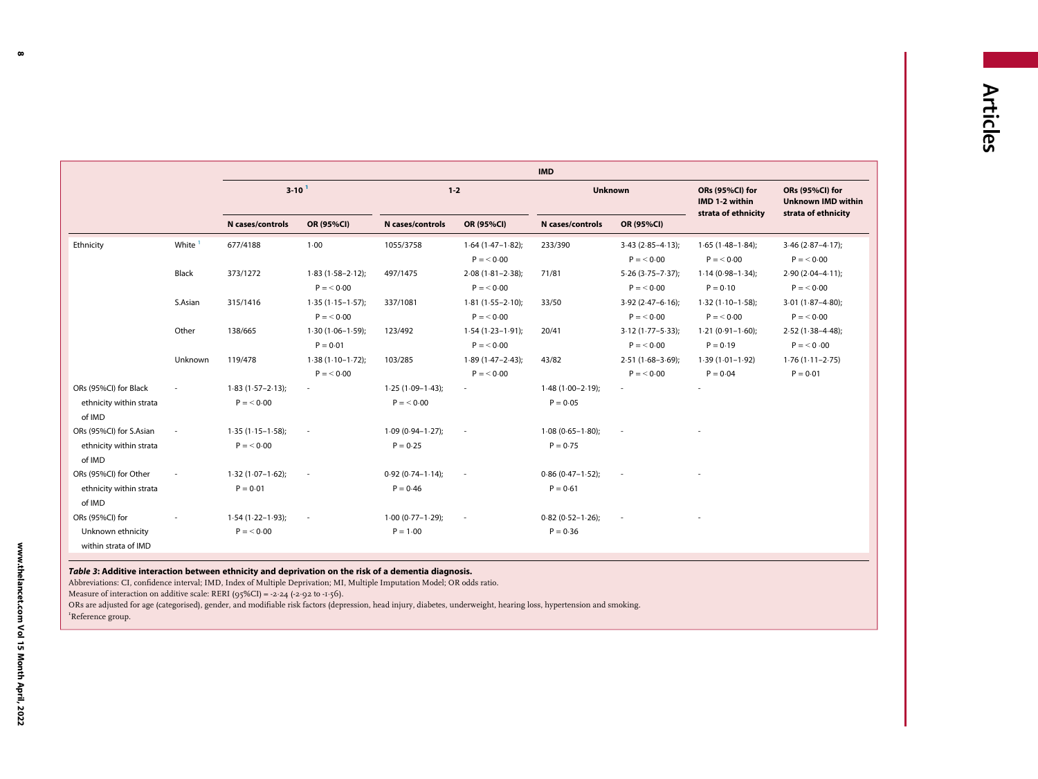| | | IMD | | | | | | | |
|---|---|---|---|---|---|---|---|---|---|
| | | 3-10 [1] | | 1-2 | | Unknown | | ORs (95%CI) for IMD 1-2 within strata of ethnicity | ORs (95%CI) for Unknown IMD within strata of ethnicity |
| | | N cases/controls | OR (95%CI) | N cases/controls | OR (95%CI) | N cases/controls | OR (95%CI) | | |
| Ethnicity | White [1] | 677/4188 | 1·00 | 1055/3758 | 1·64 (1·47–1·82); P = < 0·00 | 233/390 | 3·43 (2·85–4·13); P = < 0·00 | 1·65 (1·48–1·84); P = < 0·00 | 3·46 (2·87–4·17); P = < 0·00 |
| | Black | 373/1272 | 1·83 (1·58–2·12); P = < 0·00 | 497/1475 | 2·08 (1·81–2·38); P = < 0·00 | 71/81 | 5·26 (3·75–7·37); P = < 0·00 | 1·14 (0·98–1·34); P = 0·10 | 2·90 (2·04–4·11); P = < 0·00 |
| | S.Asian | 315/1416 | 1·35 (1·15–1·57); P = < 0·00 | 337/1081 | 1·81 (1·55–2·10); P = < 0·00 | 33/50 | 3·92 (2·47–6·16); P = < 0·00 | 1·32 (1·10–1·58); P = < 0·00 | 3·01 (1·87–4·80); P = < 0·00 |
| | Other | 138/665 | 1·30 (1·06–1·59); P = 0·01 | 123/492 | 1·54 (1·23–1·91); P = < 0·00 | 20/41 | 3·12 (1·77–5·33); P = < 0·00 | 1·21 (0·91–1·60); P = 0·19 | 2·52 (1·38–4·48); P = < 0 ·00 |
| | Unknown | 119/478 | 1·38 (1·10–1·72); P = < 0·00 | 103/285 | 1·89 (1·47–2·43); P = < 0·00 | 43/82 | 2·51 (1·68–3·69); P = < 0·00 | 1·39 (1·01–1·92) P = 0·04 | 1·76 (1·11–2·75) P = 0·01 |
| ORs (95%CI) for Black ethnicity within strata of IMD | - | 1·83 (1·57–2·13); P = < 0·00 | - | 1·25 (1·09–1·43); P = < 0·00 | - | 1·48 (1·00–2·19); P = 0·05 | - | - | |
| ORs (95%CI) for S.Asian ethnicity within strata of IMD | - | 1·35 (1·15–1·58); P = < 0·00 | - | 1·09 (0·94–1·27); P = 0·25 | - | 1·08 (0·65–1·80); P = 0·75 | - | - | |
| ORs (95%CI) for Other ethnicity within strata of IMD | - | 1·32 (1·07–1·62); P = 0·01 | - | 0·92 (0·74–1·14); P = 0·46 | - | 0·86 (0·47–1·52); P = 0·61 | - | - | |
| ORs (95%CI) for Unknown ethnicity within strata of IMD | - | 1·54 (1·22–1·93); P = < 0·00 | - | 1·00 (0·77–1·29); P = 1·00 | - | 0·82 (0·52–1·26); P = 0·36 | - | - | |

***Table 3*: Additive interaction between ethnicity and deprivation on the risk of a dementia diagnosis.**
Abbreviations: CI, confidence interval; IMD, Index of Multiple Deprivation; MI, Multiple Imputation Model; OR odds ratio.
Measure of interaction on additive scale: RERI (95%CI) = -2·24 (-2·92 to -1·56).
ORs are adjusted for age (categorised), gender, and modifiable risk factors (depression, head injury, diabetes, underweight, hearing loss, hypertension and smoking.
[1]Reference group.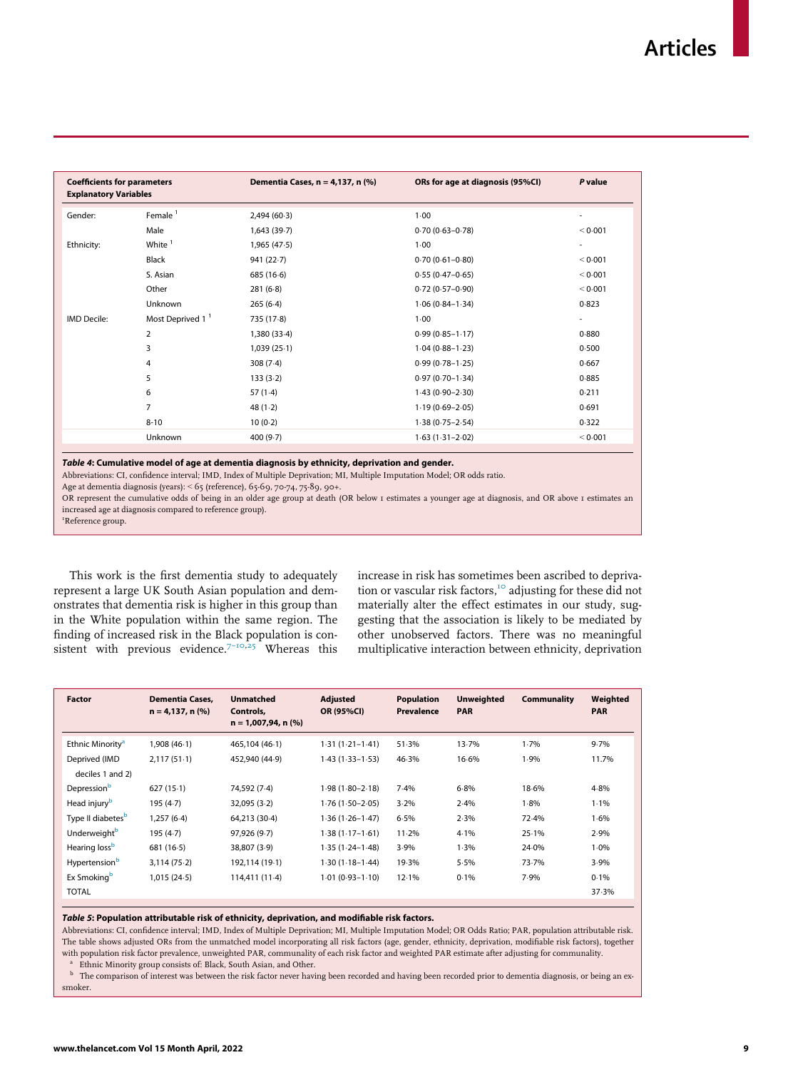| Coefficients for parameters Explanatory Variables | | Dementia Cases, n = 4,137, n (%) | ORs for age at diagnosis (95%CI) | P value |
|---|---|---|---|---|
| Gender: | Female [1] | 2,494 (60·3) | 1·00 | - |
| | Male | 1,643 (39·7) | 0·70 (0·63–0·78) | < 0·001 |
| Ethnicity: | White [1] | 1,965 (47·5) | 1·00 | - |
| | Black | 941 (22·7) | 0·70 (0·61–0·80) | < 0·001 |
| | S. Asian | 685 (16·6) | 0·55 (0·47–0·65) | < 0·001 |
| | Other | 281 (6·8) | 0·72 (0·57–0·90) | < 0·001 |
| | Unknown | 265 (6·4) | 1·06 (0·84–1·34) | 0·823 |
| IMD Decile: | Most Deprived 1 [1] | 735 (17·8) | 1·00 | - |
| | 2 | 1,380 (33·4) | 0·99 (0·85–1·17) | 0·880 |
| | 3 | 1,039 (25·1) | 1·04 (0·88–1·23) | 0·500 |
| | 4 | 308 (7·4) | 0·99 (0·78–1·25) | 0·667 |
| | 5 | 133 (3·2) | 0·97 (0·70–1·34) | 0·885 |
| | 6 | 57 (1·4) | 1·43 (0·90–2·30) | 0·211 |
| | 7 | 48 (1·2) | 1·19 (0·69–2·05) | 0·691 |
| | 8-10 | 10 (0·2) | 1·38 (0·75–2·54) | 0·322 |
| | Unknown | 400 (9·7) | 1·63 (1·31–2·02) | < 0·001 |

***Table 4*: Cumulative model of age at dementia diagnosis by ethnicity, deprivation and gender.**

Abbreviations: CI, confidence interval; IMD, Index of Multiple Deprivation; MI, Multiple Imputation Model; OR odds ratio.

Age at dementia diagnosis (years): < 65 (reference), 65-69, 70-74, 75-89, 90+.

OR represent the cumulative odds of being in an older age group at death (OR below 1 estimates a younger age at diagnosis, and OR above 1 estimates an increased age at diagnosis compared to reference group).

[1]Reference group.

This work is the first dementia study to adequately represent a large UK South Asian population and demonstrates that dementia risk is higher in this group than in the White population within the same region. The finding of increased risk in the Black population is consistent with previous evidence.[7–10,25] Whereas this increase in risk has sometimes been ascribed to deprivation or vascular risk factors,[10] adjusting for these did not materially alter the effect estimates in our study, suggesting that the association is likely to be mediated by other unobserved factors. There was no meaningful multiplicative interaction between ethnicity, deprivation

| Factor | Dementia Cases, n = 4,137, n (%) | Unmatched Controls, n = 1,007,94, n (%) | Adjusted OR (95%CI) | Population Prevalence | Unweighted PAR | Communality | Weighted PAR |
|---|---|---|---|---|---|---|---|
| Ethnic Minority[a] | 1,908 (46·1) | 465,104 (46·1) | 1·31 (1·21–1·41) | 51·3% | 13·7% | 1·7% | 9·7% |
| Deprived (IMD deciles 1 and 2) | 2,117 (51·1) | 452,940 (44·9) | 1·43 (1·33–1·53) | 46·3% | 16·6% | 1·9% | 11.7% |
| Depression[b] | 627 (15·1) | 74,592 (7·4) | 1·98 (1·80–2·18) | 7·4% | 6·8% | 18·6% | 4·8% |
| Head injury[b] | 195 (4·7) | 32,095 (3·2) | 1·76 (1·50–2·05) | 3·2% | 2·4% | 1·8% | 1·1% |
| Type II diabetes[b] | 1,257 (6·4) | 64,213 (30·4) | 1·36 (1·26–1·47) | 6·5% | 2·3% | 72·4% | 1·6% |
| Underweight[b] | 195 (4·7) | 97,926 (9·7) | 1·38 (1·17–1·61) | 11·2% | 4·1% | 25·1% | 2·9% |
| Hearing loss[b] | 681 (16·5) | 38,807 (3·9) | 1·35 (1·24–1·48) | 3·9% | 1·3% | 24·0% | 1·0% |
| Hypertension[b] | 3,114 (75·2) | 192,114 (19·1) | 1·30 (1·18–1·44) | 19·3% | 5·5% | 73·7% | 3·9% |
| Ex Smoking[b] | 1,015 (24·5) | 114,411 (11·4) | 1·01 (0·93–1·10) | 12·1% | 0·1% | 7·9% | 0·1% |
| TOTAL | | | | | | | 37·3% |

***Table 5*: Population attributable risk of ethnicity, deprivation, and modifiable risk factors.**

Abbreviations: CI, confidence interval; IMD, Index of Multiple Deprivation; MI, Multiple Imputation Model; OR Odds Ratio; PAR, population attributable risk. The table shows adjusted ORs from the unmatched model incorporating all risk factors (age, gender, ethnicity, deprivation, modifiable risk factors), together with population risk factor prevalence, unweighted PAR, communality of each risk factor and weighted PAR estimate after adjusting for communality.

[a] Ethnic Minority group consists of: Black, South Asian, and Other.

[b] The comparison of interest was between the risk factor never having been recorded and having been recorded prior to dementia diagnosis, or being an ex-smoker.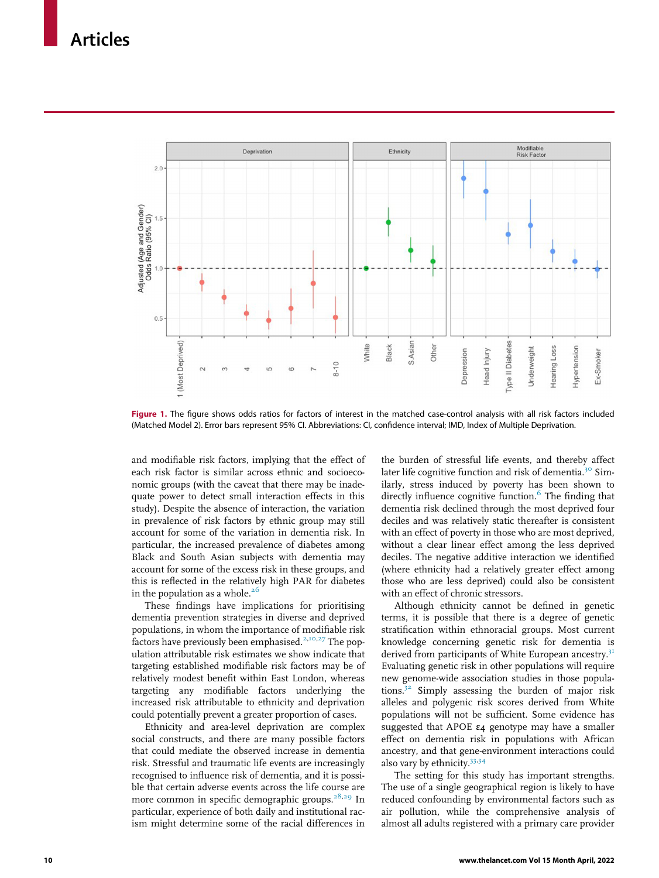Deprivation

Ethnicity

Modifiable Risk Factor

Adjusted (Age and Gender) Odds Ratio (95% CI)

2.0

1.5

1.0

0.5

1 (Most Deprived)
2
3
4
5
6
7
8-10

White
Black
S.Asian
Other

Depression
Head Injury
Type II Diabetes
Underweight
Hearing Loss
Hypertension
Ex-Smoker

**Figure 1.** The figure shows odds ratios for factors of interest in the matched case-control analysis with all risk factors included (Matched Model 2). Error bars represent 95% CI. Abbreviations: CI, confidence interval; IMD, Index of Multiple Deprivation.

and modifiable risk factors, implying that the effect of each risk factor is similar across ethnic and socioeconomic groups (with the caveat that there may be inadequate power to detect small interaction effects in this study). Despite the absence of interaction, the variation in prevalence of risk factors by ethnic group may still account for some of the variation in dementia risk. In particular, the increased prevalence of diabetes among Black and South Asian subjects with dementia may account for some of the excess risk in these groups, and this is reflected in the relatively high PAR for diabetes in the population as a whole.[26]

These findings have implications for prioritising dementia prevention strategies in diverse and deprived populations, in whom the importance of modifiable risk factors have previously been emphasised.[2,10,27] The population attributable risk estimates we show indicate that targeting established modifiable risk factors may be of relatively modest benefit within East London, whereas targeting any modifiable factors underlying the increased risk attributable to ethnicity and deprivation could potentially prevent a greater proportion of cases.

Ethnicity and area-level deprivation are complex social constructs, and there are many possible factors that could mediate the observed increase in dementia risk. Stressful and traumatic life events are increasingly recognised to influence risk of dementia, and it is possible that certain adverse events across the life course are more common in specific demographic groups.[28,29] In particular, experience of both daily and institutional racism might determine some of the racial differences in the burden of stressful life events, and thereby affect later life cognitive function and risk of dementia.[30] Similarly, stress induced by poverty has been shown to directly influence cognitive function.[6] The finding that dementia risk declined through the most deprived four deciles and was relatively static thereafter is consistent with an effect of poverty in those who are most deprived, without a clear linear effect among the less deprived deciles. The negative additive interaction we identified (where ethnicity had a relatively greater effect among those who are less deprived) could also be consistent with an effect of chronic stressors.

Although ethnicity cannot be defined in genetic terms, it is possible that there is a degree of genetic stratification within ethnoracial groups. Most current knowledge concerning genetic risk for dementia is derived from participants of White European ancestry.[31] Evaluating genetic risk in other populations will require new genome-wide association studies in those populations.[32] Simply assessing the burden of major risk alleles and polygenic risk scores derived from White populations will not be sufficient. Some evidence has suggested that APOE ε4 genotype may have a smaller effect on dementia risk in populations with African ancestry, and that gene-environment interactions could also vary by ethnicity.[33,34]

The setting for this study has important strengths. The use of a single geographical region is likely to have reduced confounding by environmental factors such as air pollution, while the comprehensive analysis of almost all adults registered with a primary care provider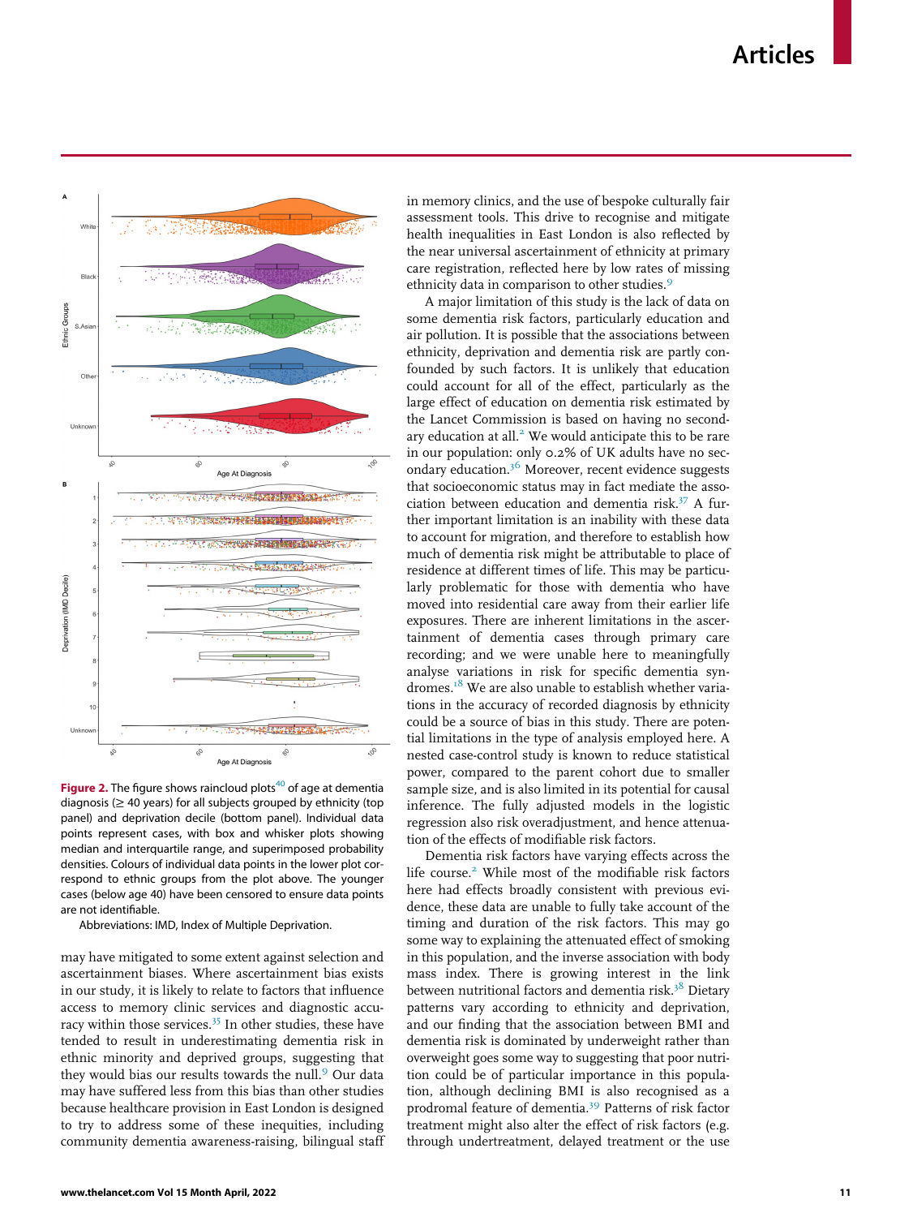A

White

Black

S.Asian

Other

Unknown

Ethnic Groups

40

60

80

100

Age At Diagnosis

B

1

2

3

4

5

6

7

8

9

10

Unknown

Deprivation (IMD Decile)

40

60

80

100

Age At Diagnosis

**Figure 2.** The figure shows raincloud plots[40] of age at dementia diagnosis (≥ 40 years) for all subjects grouped by ethnicity (top panel) and deprivation decile (bottom panel). Individual data points represent cases, with box and whisker plots showing median and interquartile range, and superimposed probability densities. Colours of individual data points in the lower plot correspond to ethnic groups from the plot above. The younger cases (below age 40) have been censored to ensure data points are not identifiable.

Abbreviations: IMD, Index of Multiple Deprivation.

may have mitigated to some extent against selection and ascertainment biases. Where ascertainment bias exists in our study, it is likely to relate to factors that influence access to memory clinic services and diagnostic accuracy within those services.[35] In other studies, these have tended to result in underestimating dementia risk in ethnic minority and deprived groups, suggesting that they would bias our results towards the null.[9] Our data may have suffered less from this bias than other studies because healthcare provision in East London is designed to try to address some of these inequities, including community dementia awareness-raising, bilingual staff in memory clinics, and the use of bespoke culturally fair assessment tools. This drive to recognise and mitigate health inequalities in East London is also reflected by the near universal ascertainment of ethnicity at primary care registration, reflected here by low rates of missing ethnicity data in comparison to other studies.[9]

A major limitation of this study is the lack of data on some dementia risk factors, particularly education and air pollution. It is possible that the associations between ethnicity, deprivation and dementia risk are partly confounded by such factors. It is unlikely that education could account for all of the effect, particularly as the large effect of education on dementia risk estimated by the Lancet Commission is based on having no secondary education at all.[2] We would anticipate this to be rare in our population: only 0.2% of UK adults have no secondary education.[36] Moreover, recent evidence suggests that socioeconomic status may in fact mediate the association between education and dementia risk.[37] A further important limitation is an inability with these data to account for migration, and therefore to establish how much of dementia risk might be attributable to place of residence at different times of life. This may be particularly problematic for those with dementia who have moved into residential care away from their earlier life exposures. There are inherent limitations in the ascertainment of dementia cases through primary care recording; and we were unable here to meaningfully analyse variations in risk for specific dementia syndromes.[18] We are also unable to establish whether variations in the accuracy of recorded diagnosis by ethnicity could be a source of bias in this study. There are potential limitations in the type of analysis employed here. A nested case-control study is known to reduce statistical power, compared to the parent cohort due to smaller sample size, and is also limited in its potential for causal inference. The fully adjusted models in the logistic regression also risk overadjustment, and hence attenuation of the effects of modifiable risk factors.

Dementia risk factors have varying effects across the life course.[2] While most of the modifiable risk factors here had effects broadly consistent with previous evidence, these data are unable to fully take account of the timing and duration of the risk factors. This may go some way to explaining the attenuated effect of smoking in this population, and the inverse association with body mass index. There is growing interest in the link between nutritional factors and dementia risk.[38] Dietary patterns vary according to ethnicity and deprivation, and our finding that the association between BMI and dementia risk is dominated by underweight rather than overweight goes some way to suggesting that poor nutrition could be of particular importance in this population, although declining BMI is also recognised as a prodromal feature of dementia.[39] Patterns of risk factor treatment might also alter the effect of risk factors (e.g. through undertreatment, delayed treatment or the use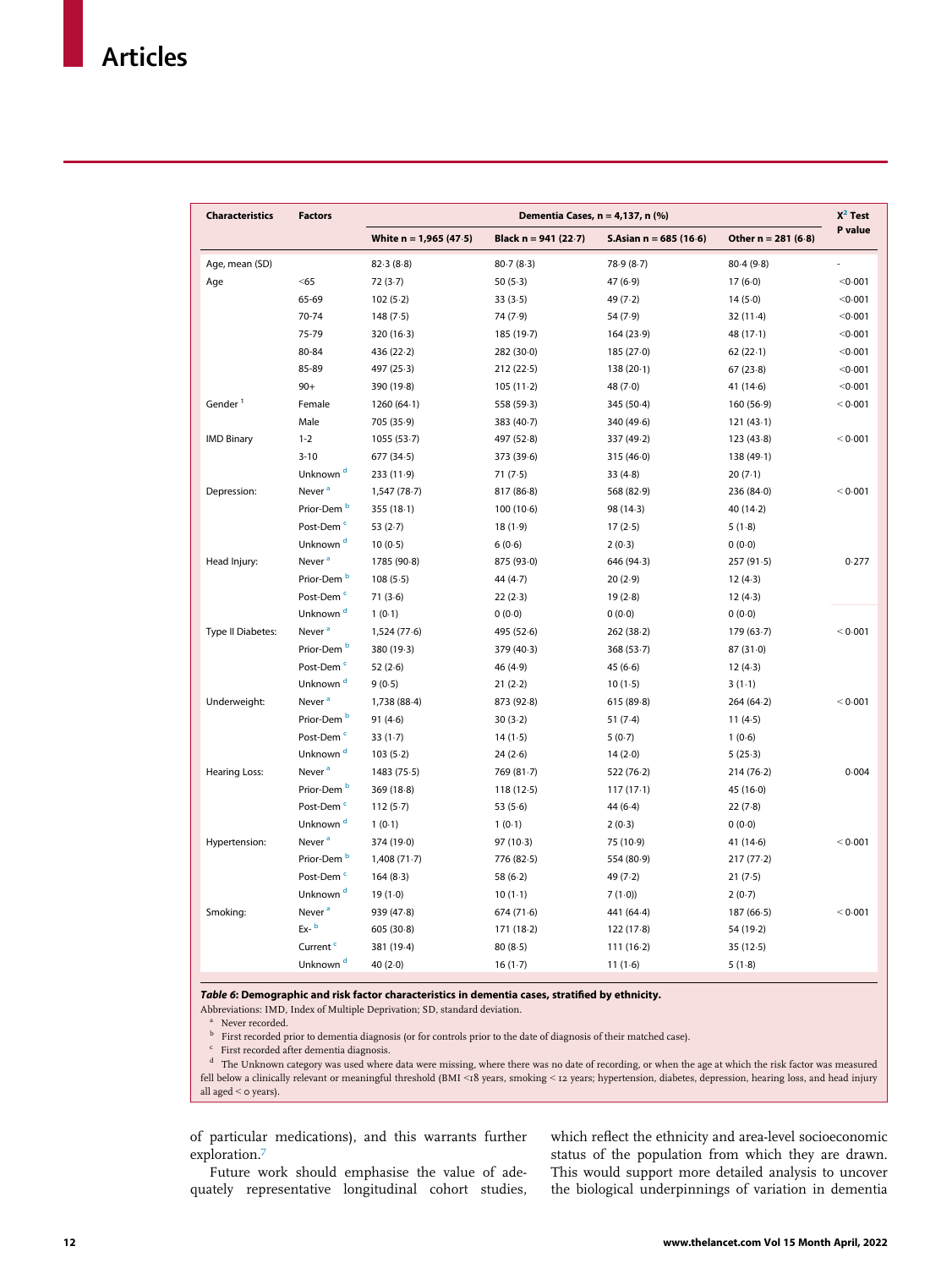| Characteristics | Factors | Dementia Cases, n = 4,137, n (%) | | | | $X^2$ Test P value |
|---|---|---|---|---|---|---|
| | | White n = 1,965 (47·5) | Black n = 941 (22·7) | S.Asian n = 685 (16·6) | Other n = 281 (6·8) | |
| Age, mean (SD) | | 82·3 (8·8) | 80·7 (8·3) | 78·9 (8·7) | 80·4 (9·8) | - |
| Age | <65 | 72 (3·7) | 50 (5·3) | 47 (6·9) | 17 (6·0) | <0·001 |
| | 65-69 | 102 (5·2) | 33 (3·5) | 49 (7·2) | 14 (5·0) | <0·001 |
| | 70-74 | 148 (7·5) | 74 (7·9) | 54 (7·9) | 32 (11·4) | <0·001 |
| | 75-79 | 320 (16·3) | 185 (19·7) | 164 (23·9) | 48 (17·1) | <0·001 |
| | 80-84 | 436 (22·2) | 282 (30·0) | 185 (27·0) | 62 (22·1) | <0·001 |
| | 85-89 | 497 (25·3) | 212 (22·5) | 138 (20·1) | 67 (23·8) | <0·001 |
| | 90+ | 390 (19·8) | 105 (11·2) | 48 (7·0) | 41 (14·6) | <0·001 |
| Gender [1] | Female | 1260 (64·1) | 558 (59·3) | 345 (50·4) | 160 (56·9) | < 0·001 |
| | Male | 705 (35·9) | 383 (40·7) | 340 (49·6) | 121 (43·1) | |
| IMD Binary | 1-2 | 1055 (53·7) | 497 (52·8) | 337 (49·2) | 123 (43·8) | < 0·001 |
| | 3-10 | 677 (34·5) | 373 (39·6) | 315 (46·0) | 138 (49·1) | |
| | Unknown [d] | 233 (11·9) | 71 (7·5) | 33 (4·8) | 20 (7·1) | |
| Depression: | Never [a] | 1,547 (78·7) | 817 (86·8) | 568 (82·9) | 236 (84·0) | < 0·001 |
| | Prior-Dem [b] | 355 (18·1) | 100 (10·6) | 98 (14·3) | 40 (14·2) | |
| | Post-Dem [c] | 53 (2·7) | 18 (1·9) | 17 (2·5) | 5 (1·8) | |
| | Unknown [d] | 10 (0·5) | 6 (0·6) | 2 (0·3) | 0 (0·0) | |
| Head Injury: | Never [a] | 1785 (90·8) | 875 (93·0) | 646 (94·3) | 257 (91·5) | 0·277 |
| | Prior-Dem [b] | 108 (5·5) | 44 (4·7) | 20 (2·9) | 12 (4·3) | |
| | Post-Dem [c] | 71 (3·6) | 22 (2·3) | 19 (2·8) | 12 (4·3) | |
| | Unknown [d] | 1 (0·1) | 0 (0·0) | 0 (0·0) | 0 (0·0) | |
| Type II Diabetes: | Never [a] | 1,524 (77·6) | 495 (52·6) | 262 (38·2) | 179 (63·7) | < 0·001 |
| | Prior-Dem [b] | 380 (19·3) | 379 (40·3) | 368 (53·7) | 87 (31·0) | |
| | Post-Dem [c] | 52 (2·6) | 46 (4·9) | 45 (6·6) | 12 (4·3) | |
| | Unknown [d] | 9 (0·5) | 21 (2·2) | 10 (1·5) | 3 (1·1) | |
| Underweight: | Never [a] | 1,738 (88·4) | 873 (92·8) | 615 (89·8) | 264 (64·2) | < 0·001 |
| | Prior-Dem [b] | 91 (4·6) | 30 (3·2) | 51 (7·4) | 11 (4·5) | |
| | Post-Dem [c] | 33 (1·7) | 14 (1·5) | 5 (0·7) | 1 (0·6) | |
| | Unknown [d] | 103 (5·2) | 24 (2·6) | 14 (2·0) | 5 (25·3) | |
| Hearing Loss: | Never [a] | 1483 (75·5) | 769 (81·7) | 522 (76·2) | 214 (76·2) | 0·004 |
| | Prior-Dem [b] | 369 (18·8) | 118 (12·5) | 117 (17·1) | 45 (16·0) | |
| | Post-Dem [c] | 112 (5·7) | 53 (5·6) | 44 (6·4) | 22 (7·8) | |
| | Unknown [d] | 1 (0·1) | 1 (0·1) | 2 (0·3) | 0 (0·0) | |
| Hypertension: | Never [a] | 374 (19·0) | 97 (10·3) | 75 (10·9) | 41 (14·6) | < 0·001 |
| | Prior-Dem [b] | 1,408 (71·7) | 776 (82·5) | 554 (80·9) | 217 (77·2) | |
| | Post-Dem [c] | 164 (8·3) | 58 (6·2) | 49 (7·2) | 21 (7·5) | |
| | Unknown [d] | 19 (1·0) | 10 (1·1) | 7 (1·0)) | 2 (0·7) | |
| Smoking: | Never [a] | 939 (47·8) | 674 (71·6) | 441 (64·4) | 187 (66·5) | < 0·001 |
| | Ex- [b] | 605 (30·8) | 171 (18·2) | 122 (17·8) | 54 (19·2) | |
| | Current [c] | 381 (19·4) | 80 (8·5) | 111 (16·2) | 35 (12·5) | |
| | Unknown [d] | 40 (2·0) | 16 (1·7) | 11 (1·6) | 5 (1·8) | |

***Table 6*: Demographic and risk factor characteristics in dementia cases, stratified by ethnicity.**

Abbreviations: IMD, Index of Multiple Deprivation; SD, standard deviation.

[a] Never recorded.

[b] First recorded prior to dementia diagnosis (or for controls prior to the date of diagnosis of their matched case).

[c] First recorded after dementia diagnosis.

[d] The Unknown category was used where data were missing, where there was no date of recording, or when the age at which the risk factor was measured fell below a clinically relevant or meaningful threshold (BMI <18 years, smoking < 12 years; hypertension, diabetes, depression, hearing loss, and head injury all aged < 0 years).

of particular medications), and this warrants further exploration.[7]

Future work should emphasise the value of adequately representative longitudinal cohort studies, which reflect the ethnicity and area-level socioeconomic status of the population from which they are drawn. This would support more detailed analysis to uncover the biological underpinnings of variation in dementia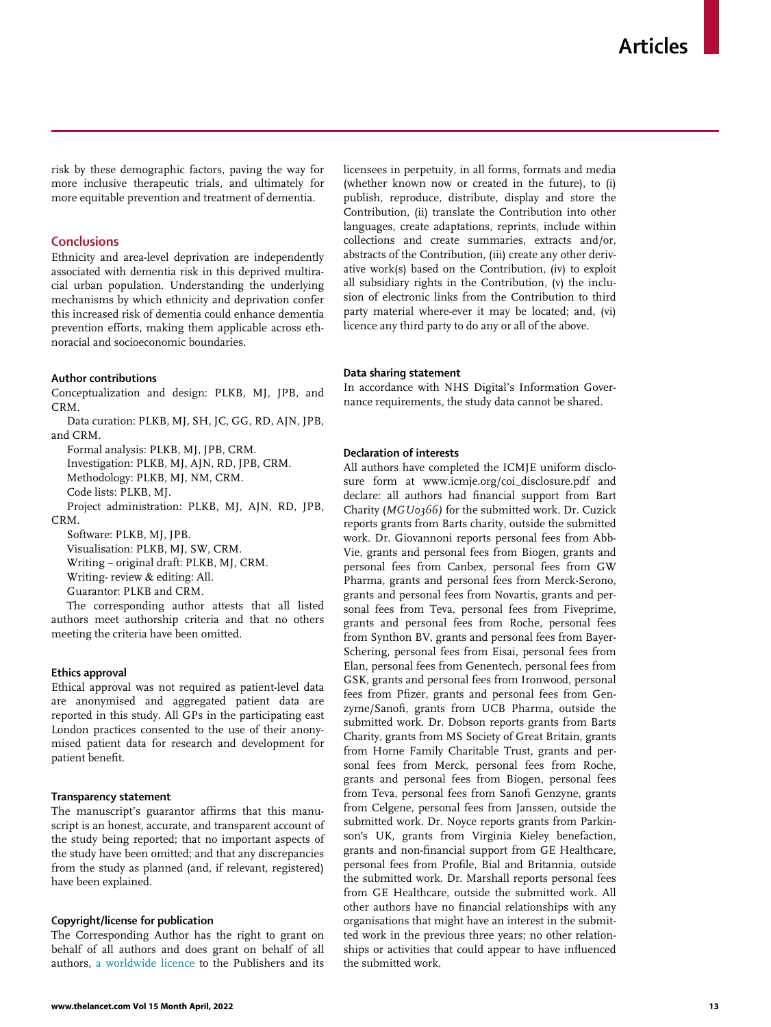risk by these demographic factors, paving the way for more inclusive therapeutic trials, and ultimately for more equitable prevention and treatment of dementia.

## Conclusions

Ethnicity and area-level deprivation are independently associated with dementia risk in this deprived multiracial urban population. Understanding the underlying mechanisms by which ethnicity and deprivation confer this increased risk of dementia could enhance dementia prevention efforts, making them applicable across ethnoracial and socioeconomic boundaries.

### Author contributions

Conceptualization and design: PLKB, MJ, JPB, and CRM.

Data curation: PLKB, MJ, SH, JC, GG, RD, AJN, JPB, and CRM.

Formal analysis: PLKB, MJ, JPB, CRM.

Investigation: PLKB, MJ, AJN, RD, JPB, CRM.

Methodology: PLKB, MJ, NM, CRM.

Code lists: PLKB, MJ.

Project administration: PLKB, MJ, AJN, RD, JPB, CRM.

Software: PLKB, MJ, JPB.

Visualisation: PLKB, MJ, SW, CRM.

Writing – original draft: PLKB, MJ, CRM.

Writing- review & editing: All.

Guarantor: PLKB and CRM.

The corresponding author attests that all listed authors meet authorship criteria and that no others meeting the criteria have been omitted.

### Ethics approval

Ethical approval was not required as patient-level data are anonymised and aggregated patient data are reported in this study. All GPs in the participating east London practices consented to the use of their anonymised patient data for research and development for patient benefit.

### Transparency statement

The manuscript's guarantor affirms that this manuscript is an honest, accurate, and transparent account of the study being reported; that no important aspects of the study have been omitted; and that any discrepancies from the study as planned (and, if relevant, registered) have been explained.

### Copyright/license for publication

The Corresponding Author has the right to grant on behalf of all authors and does grant on behalf of all authors, a worldwide licence to the Publishers and its licensees in perpetuity, in all forms, formats and media (whether known now or created in the future), to (i) publish, reproduce, distribute, display and store the Contribution, (ii) translate the Contribution into other languages, create adaptations, reprints, include within collections and create summaries, extracts and/or, abstracts of the Contribution, (iii) create any other derivative work(s) based on the Contribution, (iv) to exploit all subsidiary rights in the Contribution, (v) the inclusion of electronic links from the Contribution to third party material where-ever it may be located; and, (vi) licence any third party to do any or all of the above.

### Data sharing statement

In accordance with NHS Digital's Information Governance requirements, the study data cannot be shared.

### Declaration of interests

All authors have completed the ICMJE uniform disclosure form at www.icmje.org/coi_disclosure.pdf and declare: all authors had financial support from Bart Charity (*MGU0366*) for the submitted work. Dr. Cuzick reports grants from Barts charity, outside the submitted work. Dr. Giovannoni reports personal fees from AbbVie, grants and personal fees from Biogen, grants and personal fees from Canbex, personal fees from GW Pharma, grants and personal fees from Merck-Serono, grants and personal fees from Novartis, grants and personal fees from Teva, personal fees from Fiveprime, grants and personal fees from Roche, personal fees from Synthon BV, grants and personal fees from Bayer-Schering, personal fees from Eisai, personal fees from Elan, personal fees from Genentech, personal fees from GSK, grants and personal fees from Ironwood, personal fees from Pfizer, grants and personal fees from Genzyme/Sanofi, grants from UCB Pharma, outside the submitted work. Dr. Dobson reports grants from Barts Charity, grants from MS Society of Great Britain, grants from Horne Family Charitable Trust, grants and personal fees from Merck, personal fees from Roche, grants and personal fees from Biogen, personal fees from Teva, personal fees from Sanofi Genzyne, grants from Celgene, personal fees from Janssen, outside the submitted work. Dr. Noyce reports grants from Parkinson's UK, grants from Virginia Kieley benefaction, grants and non-financial support from GE Healthcare, personal fees from Profile, Bial and Britannia, outside the submitted work. Dr. Marshall reports personal fees from GE Healthcare, outside the submitted work. All other authors have no financial relationships with any organisations that might have an interest in the submitted work in the previous three years; no other relationships or activities that could appear to have influenced the submitted work.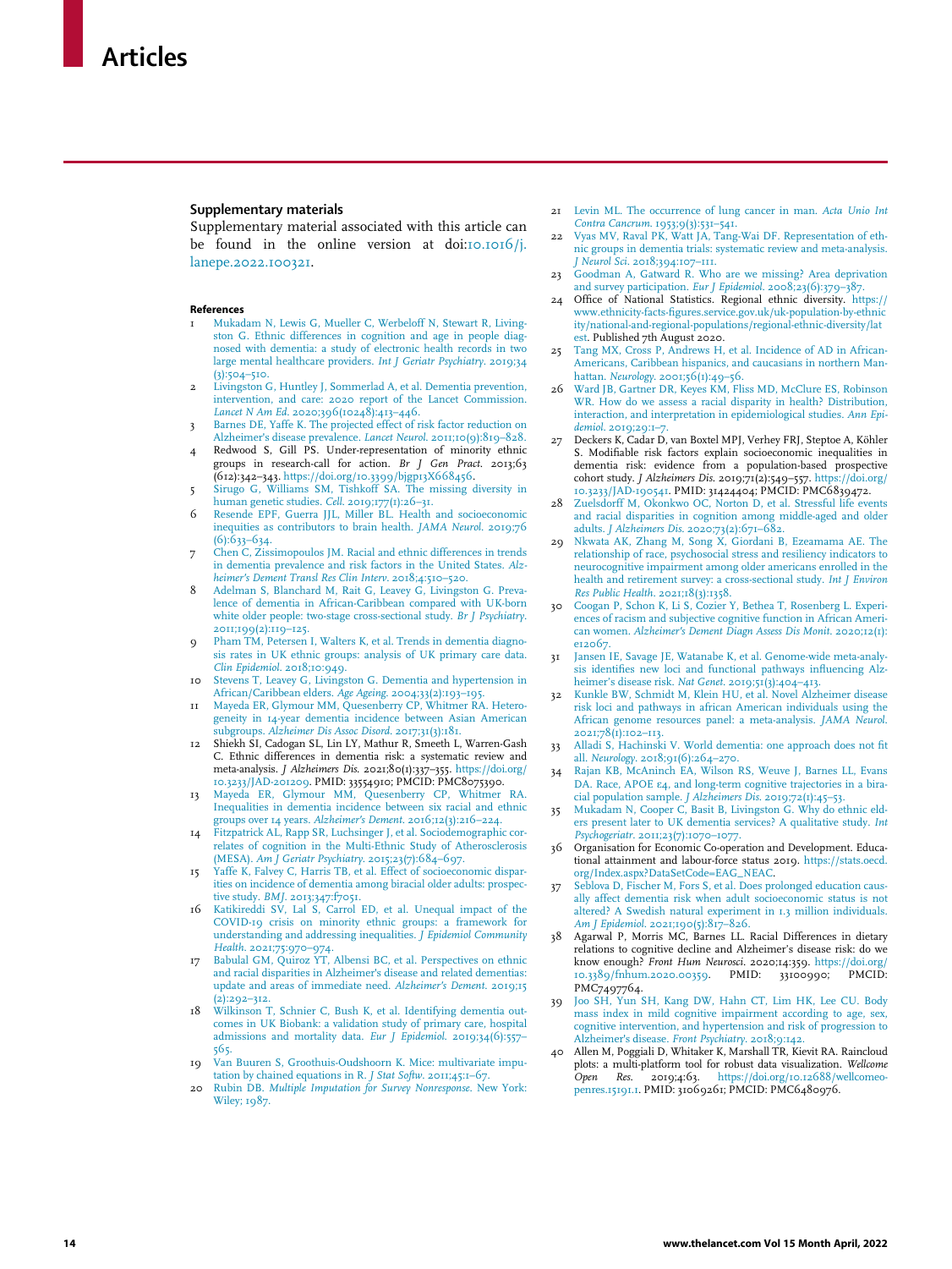## Supplementary materials

Supplementary material associated with this article can be found in the online version at doi:10.1016/j.lanepe.2022.100321.

### References

1. Mukadam N, Lewis G, Mueller C, Werbeloff N, Stewart R, Livingston G. Ethnic differences in cognition and age in people diagnosed with dementia: a study of electronic health records in two large mental healthcare providers. *Int J Geriatr Psychiatry*. 2019;34(3):504–510.
2. Livingston G, Huntley J, Sommerlad A, et al. Dementia prevention, intervention, and care: 2020 report of the Lancet Commission. *Lancet N Am Ed*. 2020;396(10248):413–446.
3. Barnes DE, Yaffe K. The projected effect of risk factor reduction on Alzheimer's disease prevalence. *Lancet Neurol*. 2011;10(9):819–828.
4. Redwood S, Gill PS. Under-representation of minority ethnic groups in research-call for action. *Br J Gen Pract*. 2013;63(612):342–343. https://doi.org/10.3399/bjgp13X668456.
5. Sirugo G, Williams SM, Tishkoff SA. The missing diversity in human genetic studies. *Cell*. 2019;177(1):26–31.
6. Resende EPF, Guerra JJL, Miller BL. Health and socioeconomic inequities as contributors to brain health. *JAMA Neurol*. 2019;76(6):633–634.
7. Chen C, Zissimopoulos JM. Racial and ethnic differences in trends in dementia prevalence and risk factors in the United States. *Alzheimer's Dement Transl Res Clin Interv*. 2018;4:510–520.
8. Adelman S, Blanchard M, Rait G, Leavey G, Livingston G. Prevalence of dementia in African-Caribbean compared with UK-born white older people: two-stage cross-sectional study. *Br J Psychiatry*. 2011;199(2):119–125.
9. Pham TM, Petersen I, Walters K, et al. Trends in dementia diagnosis rates in UK ethnic groups: analysis of UK primary care data. *Clin Epidemiol*. 2018;10:949.
10. Stevens T, Leavey G, Livingston G. Dementia and hypertension in African/Caribbean elders. *Age Ageing*. 2004;33(2):193–195.
11. Mayeda ER, Glymour MM, Quesenberry CP, Whitmer RA. Heterogeneity in 14-year dementia incidence between Asian American subgroups. *Alzheimer Dis Assoc Disord*. 2017;31(3):181.
12. Shiekh SI, Cadogan SL, Lin LY, Mathur R, Smeeth L, Warren-Gash C. Ethnic differences in dementia risk: a systematic review and meta-analysis. *J Alzheimers Dis*. 2021;80(1):337–355. https://doi.org/10.3233/JAD-201209. PMID: 33554910; PMCID: PMC8075390.
13. Mayeda ER, Glymour MM, Quesenberry CP, Whitmer RA. Inequalities in dementia incidence between six racial and ethnic groups over 14 years. *Alzheimer's Dement*. 2016;12(3):216–224.
14. Fitzpatrick AL, Rapp SR, Luchsinger J, et al. Sociodemographic correlates of cognition in the Multi-Ethnic Study of Atherosclerosis (MESA). *Am J Geriatr Psychiatry*. 2015;23(7):684–697.
15. Yaffe K, Falvey C, Harris TB, et al. Effect of socioeconomic disparities on incidence of dementia among biracial older adults: prospective study. *BMJ*. 2013;347:f7051.
16. Katikireddi SV, Lal S, Carrol ED, et al. Unequal impact of the COVID-19 crisis on minority ethnic groups: a framework for understanding and addressing inequalities. *J Epidemiol Community Health*. 2021;75:970–974.
17. Babulal GM, Quiroz YT, Albensi BC, et al. Perspectives on ethnic and racial disparities in Alzheimer's disease and related dementias: update and areas of immediate need. *Alzheimer's Dement*. 2019;15(2):292–312.
18. Wilkinson T, Schnier C, Bush K, et al. Identifying dementia outcomes in UK Biobank: a validation study of primary care, hospital admissions and mortality data. *Eur J Epidemiol*. 2019;34(6):557–565.
19. Van Buuren S, Groothuis-Oudshoorn K. Mice: multivariate imputation by chained equations in R. *J Stat Softw*. 2011;45:1–67.
20. Rubin DB. *Multiple Imputation for Survey Nonresponse*. New York: Wiley; 1987.
21. Levin ML. The occurrence of lung cancer in man. *Acta Unio Int Contra Cancrum*. 1953;9(3):531–541.
22. Vyas MV, Raval PK, Watt JA, Tang-Wai DF. Representation of ethnic groups in dementia trials: systematic review and meta-analysis. *J Neurol Sci*. 2018;394:107–111.
23. Goodman A, Gatward R. Who are we missing? Area deprivation and survey participation. *Eur J Epidemiol*. 2008;23(6):379–387.
24. Office of National Statistics. Regional ethnic diversity. https://www.ethnicity-facts-figures.service.gov.uk/uk-population-by-ethnicity/national-and-regional-populations/regional-ethnic-diversity/latest. Published 7th August 2020.
25. Tang MX, Cross P, Andrews H, et al. Incidence of AD in African-Americans, Caribbean hispanics, and caucasians in northern Manhattan. *Neurology*. 2001;56(1):49–56.
26. Ward JB, Gartner DR, Keyes KM, Fliss MD, McClure ES, Robinson WR. How do we assess a racial disparity in health? Distribution, interaction, and interpretation in epidemiological studies. *Ann Epidemiol*. 2019;29:1–7.
27. Deckers K, Cadar D, van Boxtel MPJ, Verhey FRJ, Steptoe A, Köhler S. Modifiable risk factors explain socioeconomic inequalities in dementia risk: evidence from a population-based prospective cohort study. *J Alzheimers Dis*. 2019;71(2):549–557. https://doi.org/10.3233/JAD-190541. PMID: 31424404; PMCID: PMC6839472.
28. Zuelsdorff M, Okonkwo OC, Norton D, et al. Stressful life events and racial disparities in cognition among middle-aged and older adults. *J Alzheimers Dis*. 2020;73(2):671–682.
29. Nkwata AK, Zhang M, Song X, Giordani B, Ezeamama AE. The relationship of race, psychosocial stress and resiliency indicators to neurocognitive impairment among older americans enrolled in the health and retirement survey: a cross-sectional study. *Int J Environ Res Public Health*. 2021;18(3):1358.
30. Coogan P, Schon K, Li S, Cozier Y, Bethea T, Rosenberg L. Experiences of racism and subjective cognitive function in African American women. *Alzheimer's Dement Diagn Assess Dis Monit*. 2020;12(1):e12067.
31. Jansen IE, Savage JE, Watanabe K, et al. Genome-wide meta-analysis identifies new loci and functional pathways influencing Alzheimer's disease risk. *Nat Genet*. 2019;51(3):404–413.
32. Kunkle BW, Schmidt M, Klein HU, et al. Novel Alzheimer disease risk loci and pathways in african American individuals using the African genome resources panel: a meta-analysis. *JAMA Neurol*. 2021;78(1):102–113.
33. Alladi S, Hachinski V. World dementia: one approach does not fit all. *Neurology*. 2018;91(6):264–270.
34. Rajan KB, McAninch EA, Wilson RS, Weuve J, Barnes LL, Evans DA. Race, APOE ε4, and long-term cognitive trajectories in a biracial population sample. *J Alzheimers Dis*. 2019;72(1):45–53.
35. Mukadam N, Cooper C, Basit B, Livingston G. Why do ethnic elders present later to UK dementia services? A qualitative study. *Int Psychogeriatr*. 2011;23(7):1070–1077.
36. Organisation for Economic Co-operation and Development. Educational attainment and labour-force status 2019. https://stats.oecd.org/Index.aspx?DataSetCode=EAG_NEAC.
37. Seblova D, Fischer M, Fors S, et al. Does prolonged education causally affect dementia risk when adult socioeconomic status is not altered? A Swedish natural experiment in 1.3 million individuals. *Am J Epidemiol*. 2021;190(5):817–826.
38. Agarwal P, Morris MC, Barnes LL. Racial Differences in dietary relations to cognitive decline and Alzheimer's disease risk: do we know enough? *Front Hum Neurosci*. 2020;14:359. https://doi.org/10.3389/fnhum.2020.00359. PMID: 33100990; PMCID: PMC7497764.
39. Joo SH, Yun SH, Kang DW, Hahn CT, Lim HK, Lee CU. Body mass index in mild cognitive impairment according to age, sex, cognitive intervention, and hypertension and risk of progression to Alzheimer's disease. *Front Psychiatry*. 2018;9:142.
40. Allen M, Poggiali D, Whitaker K, Marshall TR, Kievit RA. Raincloud plots: a multi-platform tool for robust data visualization. *Wellcome Open Res*. 2019;4:63. https://doi.org/10.12688/wellcomeopenres.15191.1. PMID: 31069261; PMCID: PMC6480976.